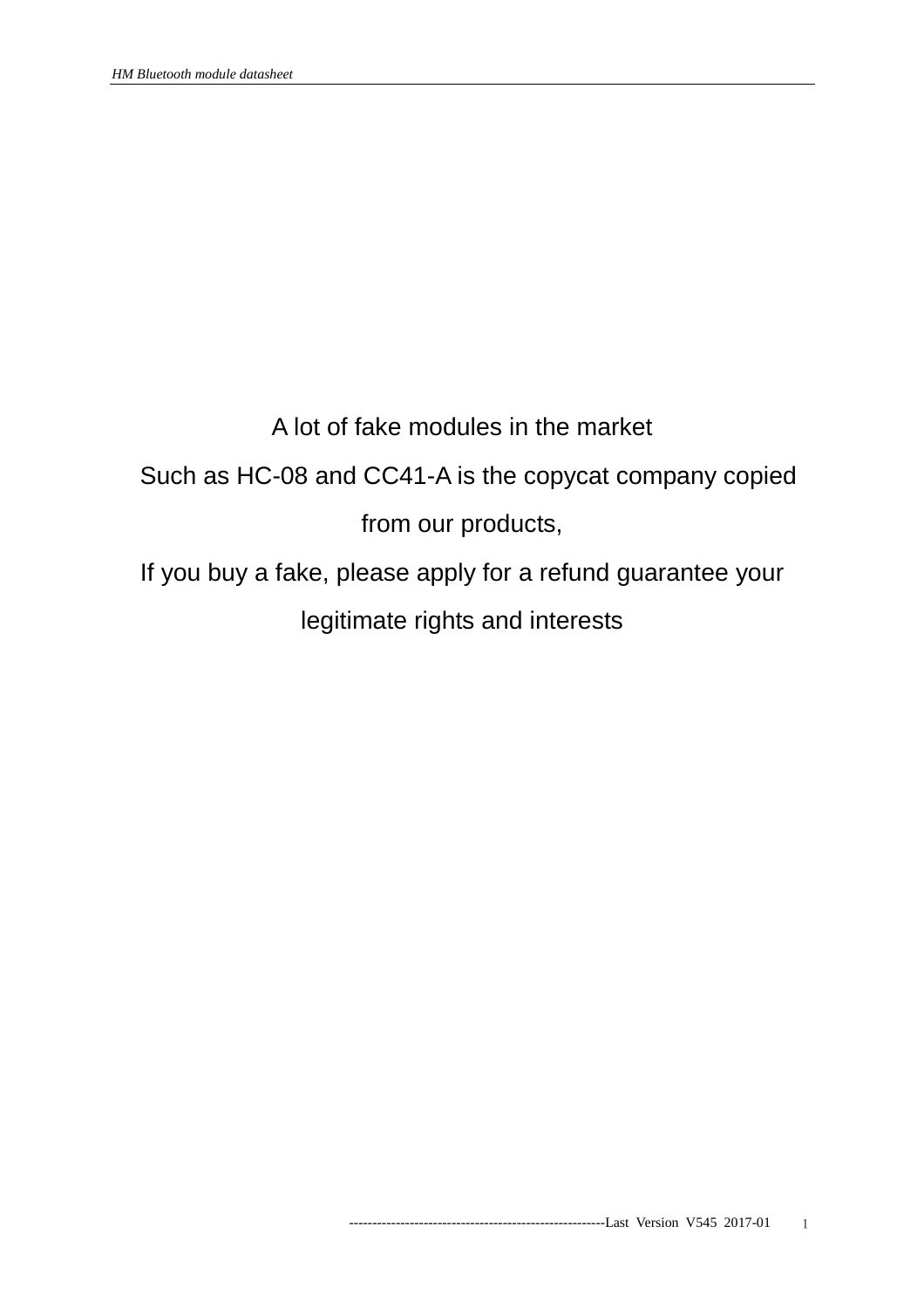A lot of fake modules in the market

Such as HC-08 and CC41-A is the copycat company copied from our products,

If you buy a fake, please apply for a refund guarantee your legitimate rights and interests

--------------------------------------------------------Last Version V545 2017-01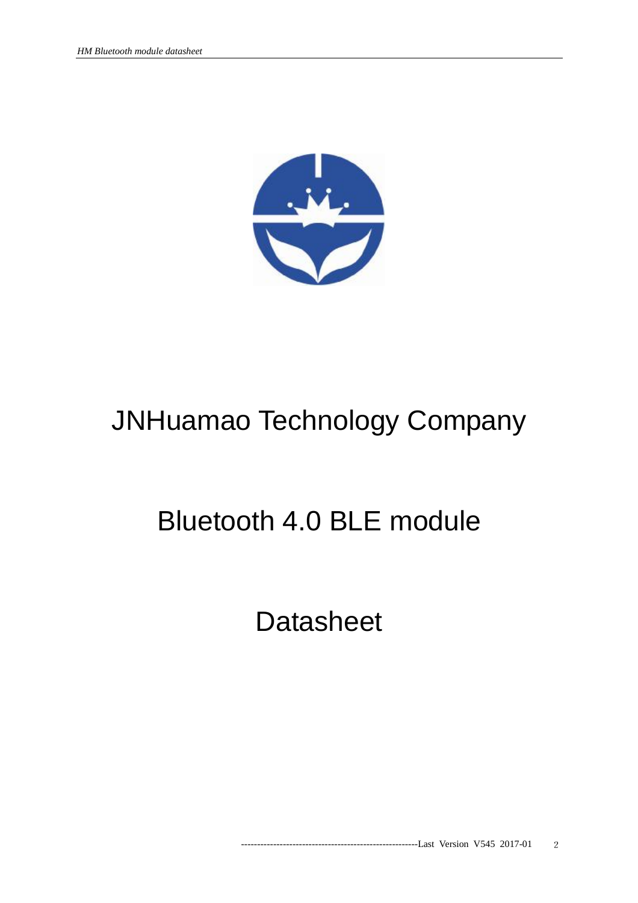# JNHuamao Technology Company

# Bluetooth 4.0 BLE module

# Datasheet

-------------------------------------------------------Last Version V545 2017-01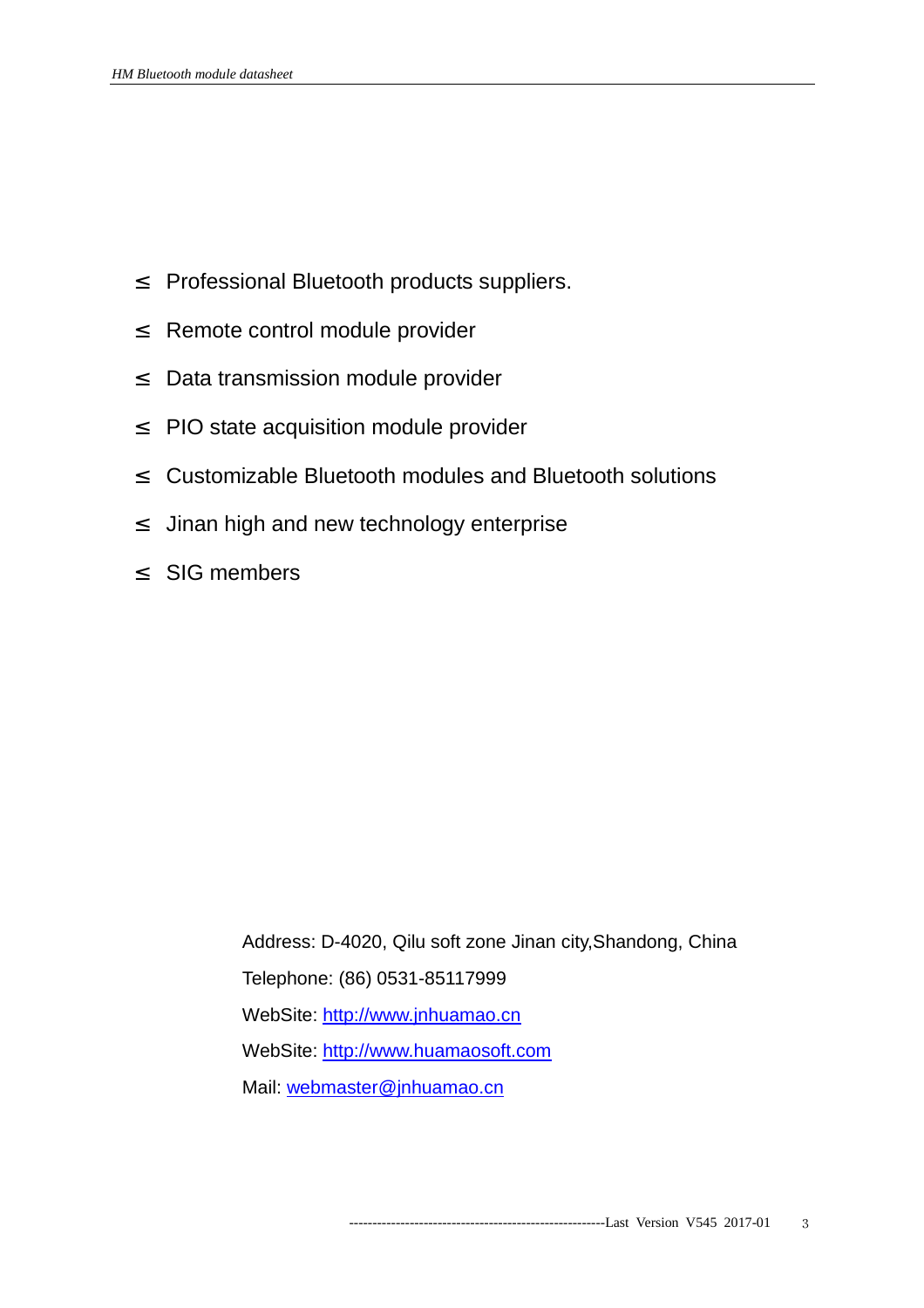- Professional Bluetooth products suppliers.
- Remote control module provider
- Data transmission module provider
- PIO state acquisition module provider
- Customizable Bluetooth modules and Bluetooth solutions
- Jinan high and new technology enterprise
- SIG members

Address: D-4020, Qilu soft zone Jinan city,Shandong, China

Telephone: (86) 0531-85117999

WebSite: [http://www.jnhuamao.cn](http://www.jnhuamao.cn)

WebSite: [http://www.huamaosoft.com](http://www.huamaosoft.com)

Mail: [webmaster@jnhuamao.cn](mailto:webmaster@jnhuamao.cn)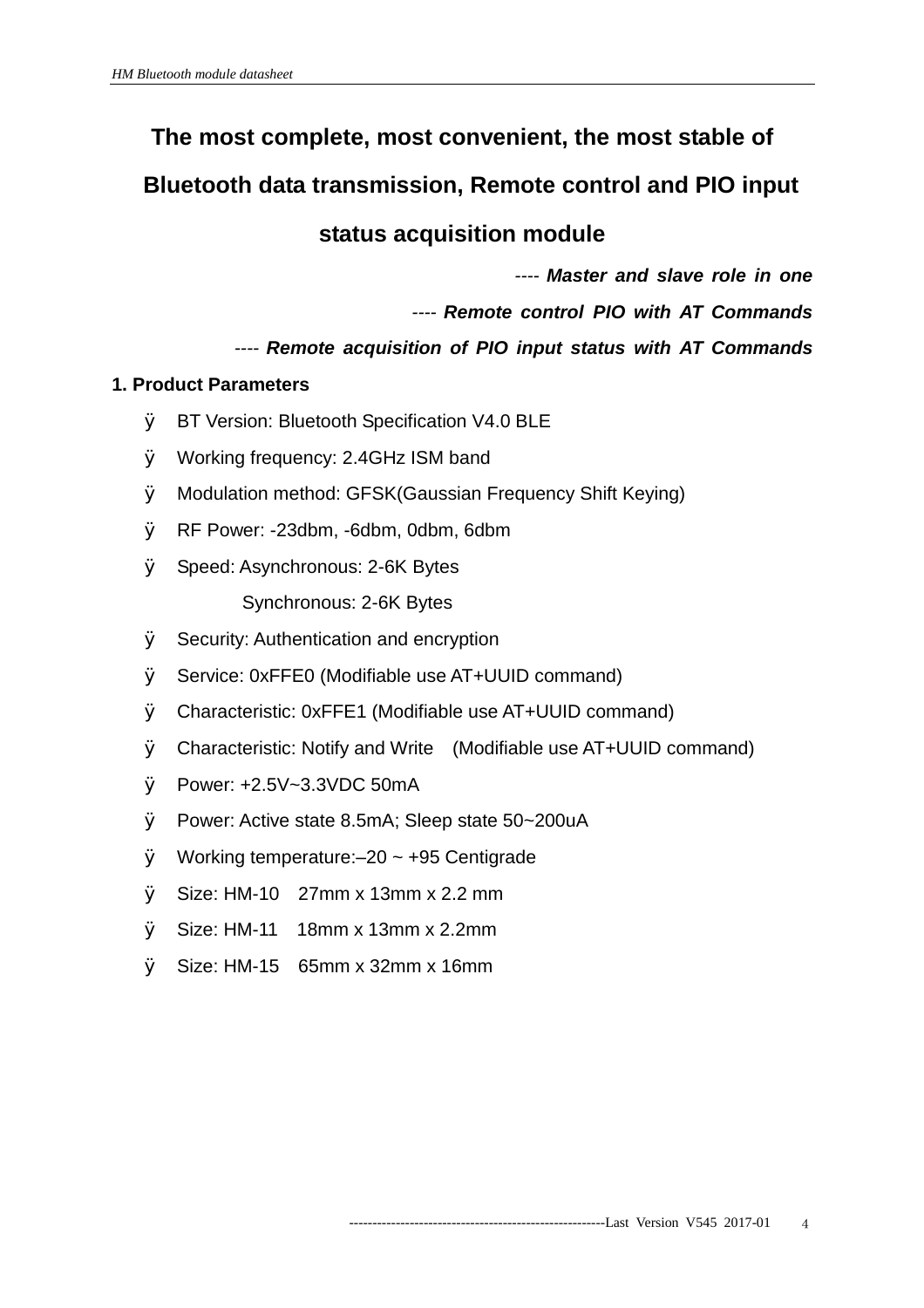# The most complete, most convenient, the most stable of Bluetooth data transmission, Remote control and PIO input status acquisition module

---- ***Master and slave role in one***

---- ***Remote control PIO with AT Commands***

---- ***Remote acquisition of PIO input status with AT Commands***

## 1. Product Parameters

- BT Version: Bluetooth Specification V4.0 BLE
- Working frequency: 2.4GHz ISM band
- Modulation method: GFSK(Gaussian Frequency Shift Keying)
- RF Power: -23dbm, -6dbm, 0dbm, 6dbm
- Speed: Asynchronous: 2-6K Bytes

  Synchronous: 2-6K Bytes
- Security: Authentication and encryption
- Service: 0xFFE0 (Modifiable use AT+UUID command)
- Characteristic: 0xFFE1 (Modifiable use AT+UUID command)
- Characteristic: Notify and Write (Modifiable use AT+UUID command)
- Power: +2.5V~3.3VDC 50mA
- Power: Active state 8.5mA; Sleep state 50~200uA
- Working temperature:–20 ~ +95 Centigrade
- Size: HM-10 27mm x 13mm x 2.2 mm
- Size: HM-11 18mm x 13mm x 2.2mm
- Size: HM-15 65mm x 32mm x 16mm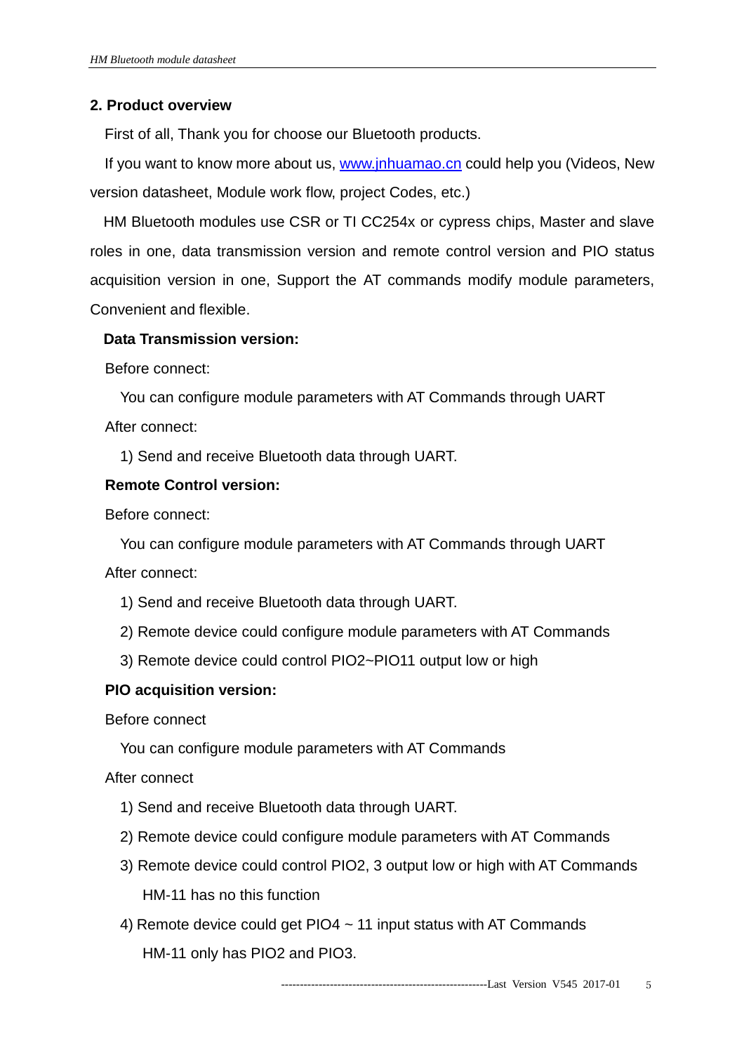## 2. Product overview

First of all, Thank you for choose our Bluetooth products.

If you want to know more about us, [www.jnhuamao.cn](http://www.jnhuamao.cn) could help you (Videos, New version datasheet, Module work flow, project Codes, etc.)

HM Bluetooth modules use CSR or TI CC254x or cypress chips, Master and slave roles in one, data transmission version and remote control version and PIO status acquisition version in one, Support the AT commands modify module parameters, Convenient and flexible.

**Data Transmission version:**

Before connect:

You can configure module parameters with AT Commands through UART

After connect:

1) Send and receive Bluetooth data through UART.

**Remote Control version:**

Before connect:

You can configure module parameters with AT Commands through UART

After connect:

1) Send and receive Bluetooth data through UART.
2) Remote device could configure module parameters with AT Commands
3) Remote device could control PIO2~PIO11 output low or high

**PIO acquisition version:**

Before connect

You can configure module parameters with AT Commands

After connect

1) Send and receive Bluetooth data through UART.
2) Remote device could configure module parameters with AT Commands
3) Remote device could control PIO2, 3 output low or high with AT Commands

   HM-11 has no this function
4) Remote device could get PIO4 ~ 11 input status with AT Commands

   HM-11 only has PIO2 and PIO3.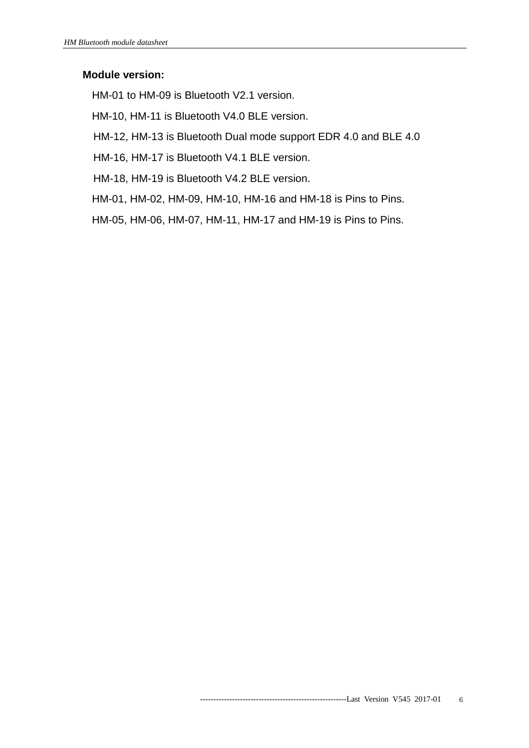**Module version:**

HM-01 to HM-09 is Bluetooth V2.1 version.

HM-10, HM-11 is Bluetooth V4.0 BLE version.

HM-12, HM-13 is Bluetooth Dual mode support EDR 4.0 and BLE 4.0

HM-16, HM-17 is Bluetooth V4.1 BLE version.

HM-18, HM-19 is Bluetooth V4.2 BLE version.

HM-01, HM-02, HM-09, HM-10, HM-16 and HM-18 is Pins to Pins.

HM-05, HM-06, HM-07, HM-11, HM-17 and HM-19 is Pins to Pins.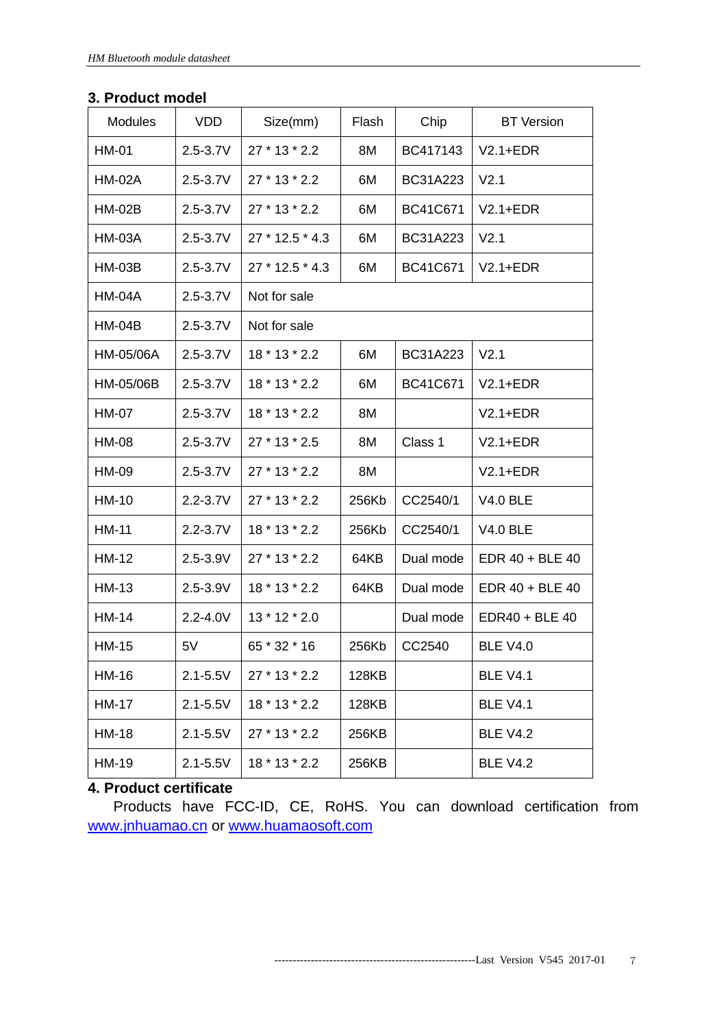## 3. Product model

| Modules | VDD | Size(mm) | Flash | Chip | BT Version |
|---|---|---|---|---|---|
| HM-01 | 2.5-3.7V | 27 * 13 * 2.2 | 8M | BC417143 | V2.1+EDR |
| HM-02A | 2.5-3.7V | 27 * 13 * 2.2 | 6M | BC31A223 | V2.1 |
| HM-02B | 2.5-3.7V | 27 * 13 * 2.2 | 6M | BC41C671 | V2.1+EDR |
| HM-03A | 2.5-3.7V | 27 * 12.5 * 4.3 | 6M | BC31A223 | V2.1 |
| HM-03B | 2.5-3.7V | 27 * 12.5 * 4.3 | 6M | BC41C671 | V2.1+EDR |
| HM-04A | 2.5-3.7V | Not for sale | | | |
| HM-04B | 2.5-3.7V | Not for sale | | | |
| HM-05/06A | 2.5-3.7V | 18 * 13 * 2.2 | 6M | BC31A223 | V2.1 |
| HM-05/06B | 2.5-3.7V | 18 * 13 * 2.2 | 6M | BC41C671 | V2.1+EDR |
| HM-07 | 2.5-3.7V | 18 * 13 * 2.2 | 8M | | V2.1+EDR |
| HM-08 | 2.5-3.7V | 27 * 13 * 2.5 | 8M | Class 1 | V2.1+EDR |
| HM-09 | 2.5-3.7V | 27 * 13 * 2.2 | 8M | | V2.1+EDR |
| HM-10 | 2.2-3.7V | 27 * 13 * 2.2 | 256Kb | CC2540/1 | V4.0 BLE |
| HM-11 | 2.2-3.7V | 18 * 13 * 2.2 | 256Kb | CC2540/1 | V4.0 BLE |
| HM-12 | 2.5-3.9V | 27 * 13 * 2.2 | 64KB | Dual mode | EDR 40 + BLE 40 |
| HM-13 | 2.5-3.9V | 18 * 13 * 2.2 | 64KB | Dual mode | EDR 40 + BLE 40 |
| HM-14 | 2.2-4.0V | 13 * 12 * 2.0 | | Dual mode | EDR40 + BLE 40 |
| HM-15 | 5V | 65 * 32 * 16 | 256Kb | CC2540 | BLE V4.0 |
| HM-16 | 2.1-5.5V | 27 * 13 * 2.2 | 128KB | | BLE V4.1 |
| HM-17 | 2.1-5.5V | 18 * 13 * 2.2 | 128KB | | BLE V4.1 |
| HM-18 | 2.1-5.5V | 27 * 13 * 2.2 | 256KB | | BLE V4.2 |
| HM-19 | 2.1-5.5V | 18 * 13 * 2.2 | 256KB | | BLE V4.2 |

## 4. Product certificate

Products have FCC-ID, CE, RoHS. You can download certification from www.jnhuamao.cn or www.huamaosoft.com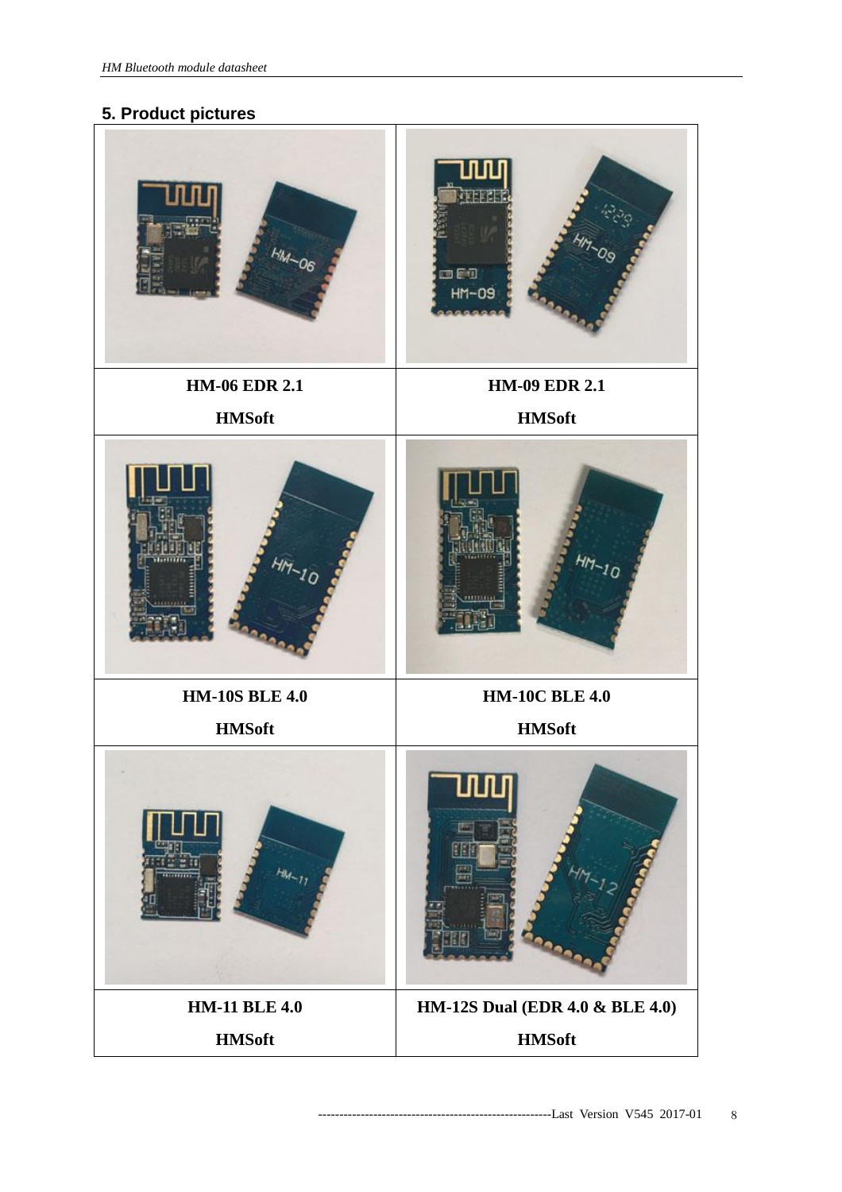## 5. Product pictures

| | |
|---|---|
| **HM-06 EDR 2.1**<br>**HMSoft** | **HM-09 EDR 2.1**<br>**HMSoft** |
| **HM-10S BLE 4.0**<br>**HMSoft** | **HM-10C BLE 4.0**<br>**HMSoft** |
| **HM-11 BLE 4.0**<br>**HMSoft** | **HM-12S Dual (EDR 4.0 & BLE 4.0)**<br>**HMSoft** |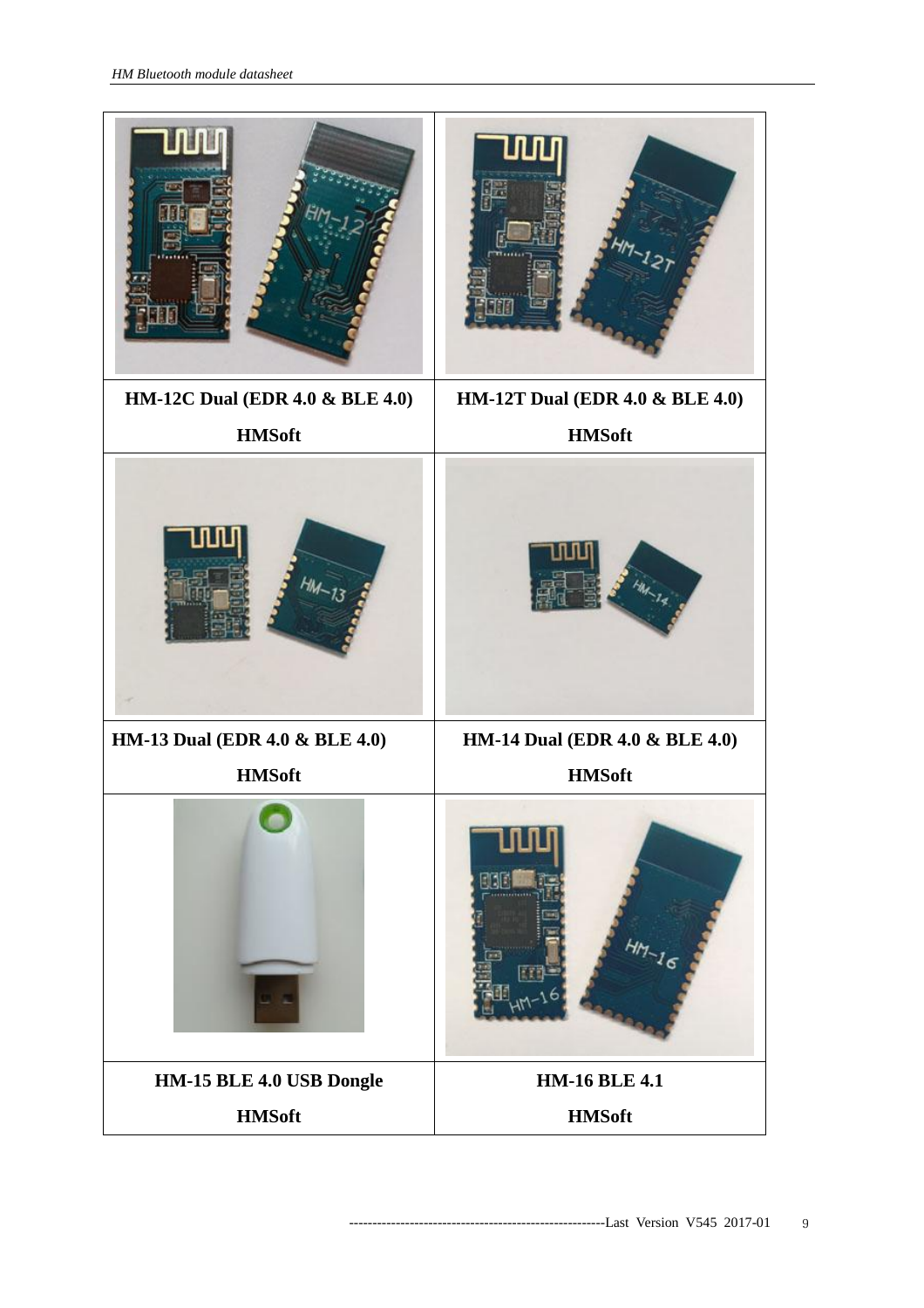| | |
|---|---|
| **HM-12C Dual (EDR 4.0 & BLE 4.0)**<br>**HMSoft** | **HM-12T Dual (EDR 4.0 & BLE 4.0)**<br>**HMSoft** |
| **HM-13 Dual (EDR 4.0 & BLE 4.0)**<br>**HMSoft** | **HM-14 Dual (EDR 4.0 & BLE 4.0)**<br>**HMSoft** |
| **HM-15 BLE 4.0 USB Dongle**<br>**HMSoft** | **HM-16 BLE 4.1**<br>**HMSoft** |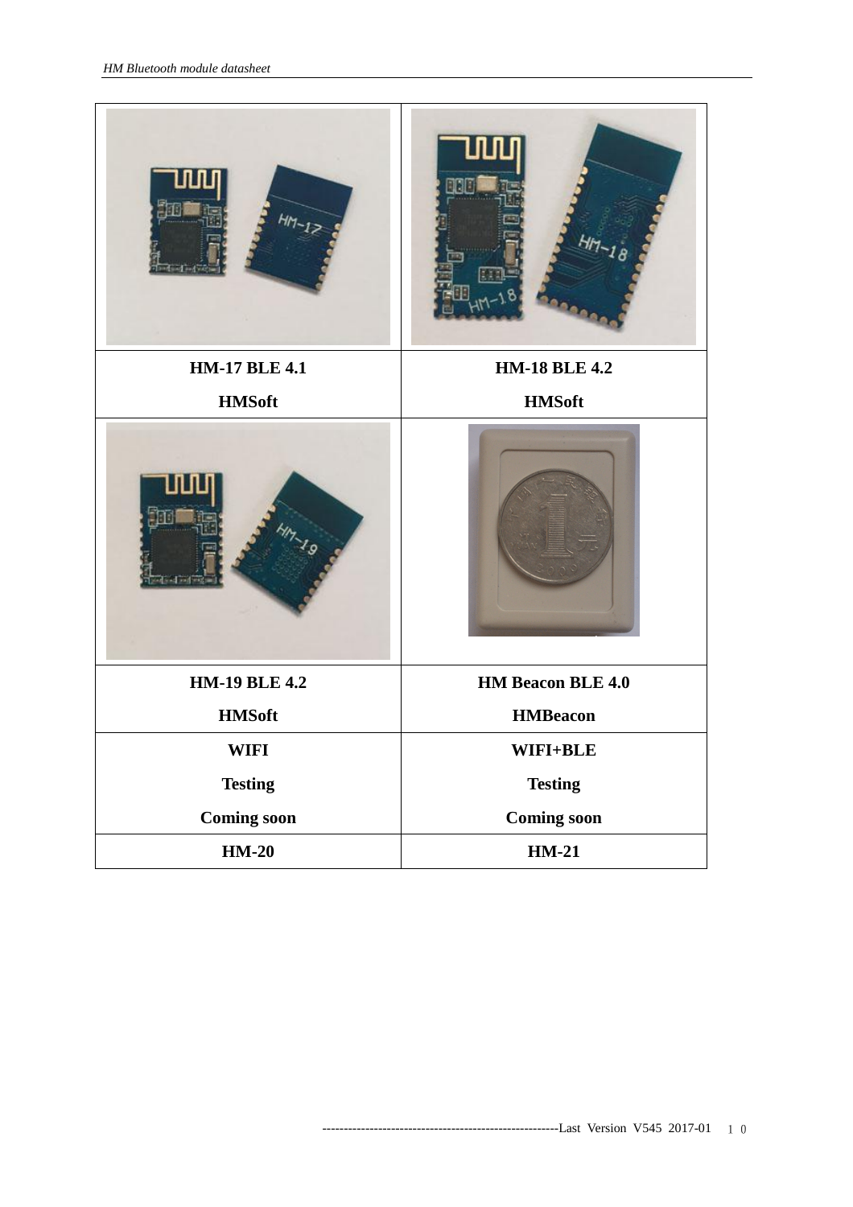| | |
|---|---|
| **HM-17 BLE 4.1**<br>**HMSoft** | **HM-18 BLE 4.2**<br>**HMSoft** |
| **HM-19 BLE 4.2**<br>**HMSoft** | **HM Beacon BLE 4.0**<br>**HMBeacon** |
| **WIFI**<br>**Testing**<br>**Coming soon** | **WIFI+BLE**<br>**Testing**<br>**Coming soon** |
| **HM-20** | **HM-21** |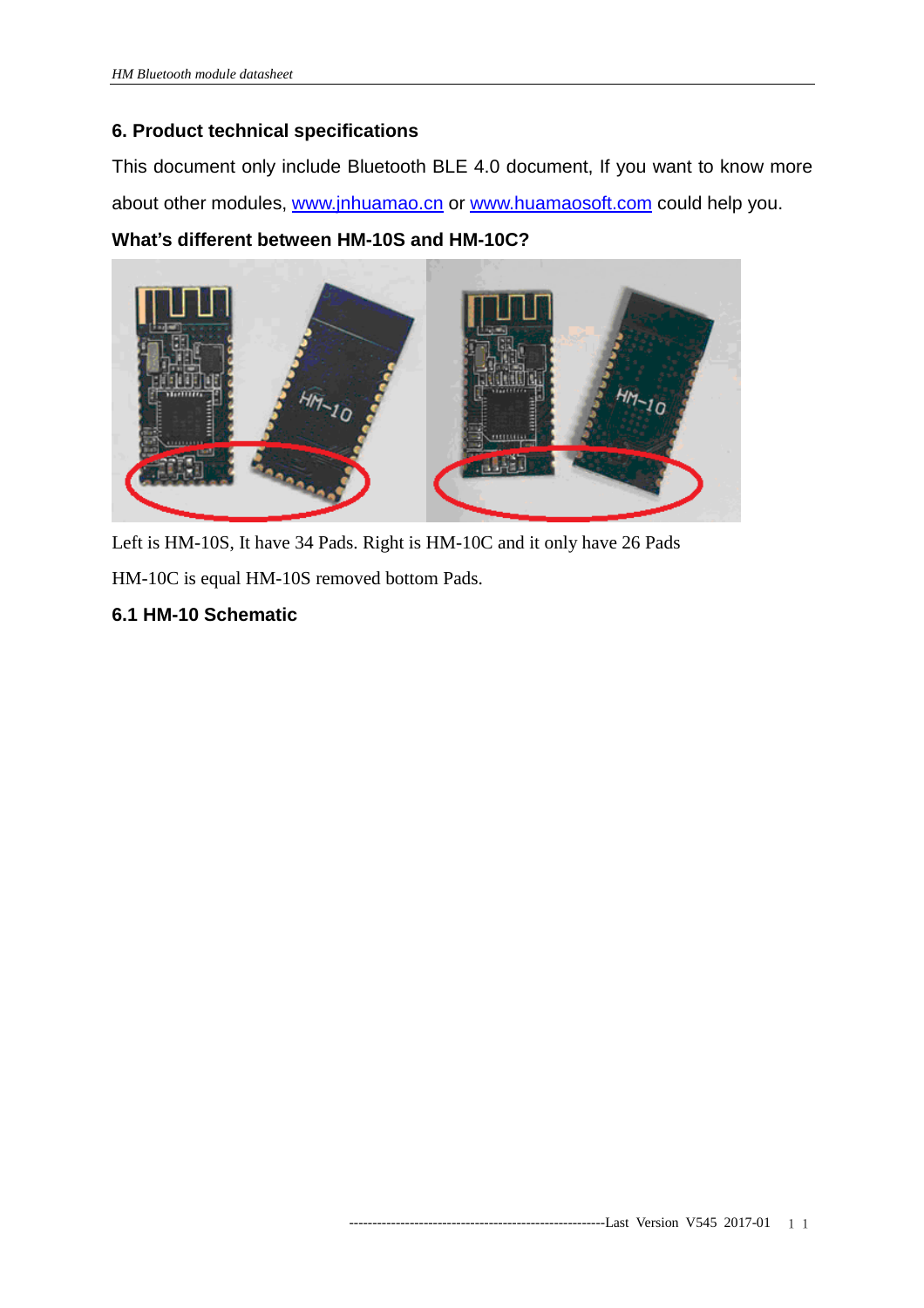## 6. Product technical specifications

This document only include Bluetooth BLE 4.0 document, If you want to know more about other modules, [www.jnhuamao.cn](http://www.jnhuamao.cn) or [www.huamaosoft.com](http://www.huamaosoft.com) could help you.

**What's different between HM-10S and HM-10C?**

Left is HM-10S, It have 34 Pads. Right is HM-10C and it only have 26 Pads

HM-10C is equal HM-10S removed bottom Pads.

### 6.1 HM-10 Schematic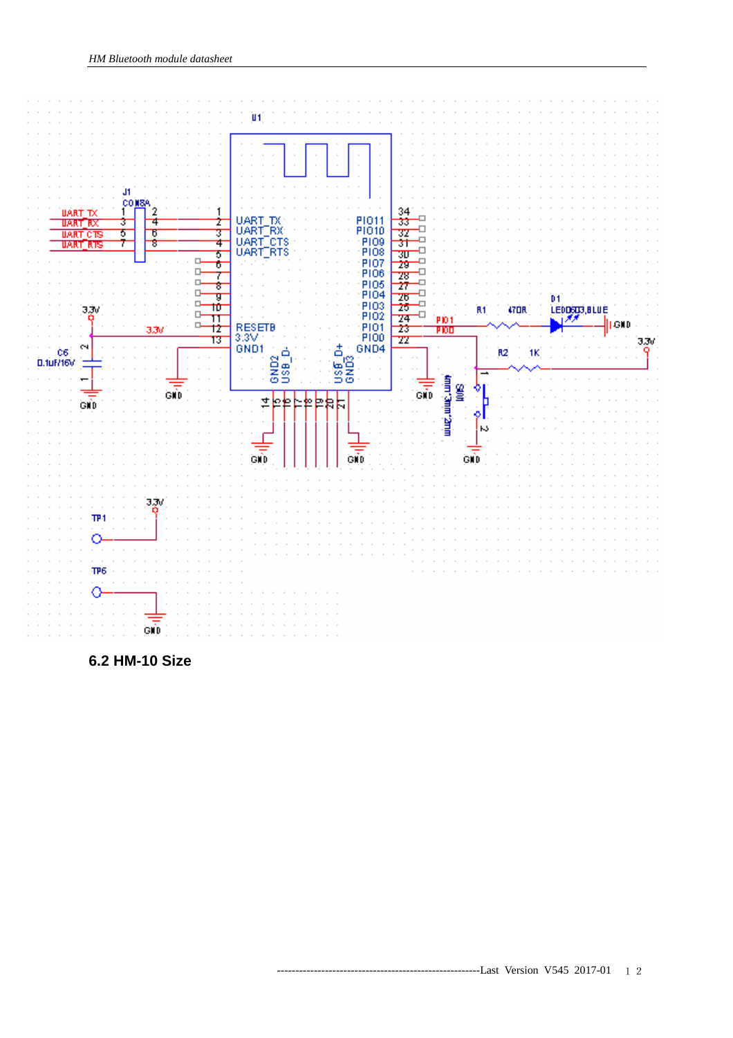## 6.2 HM-10 Size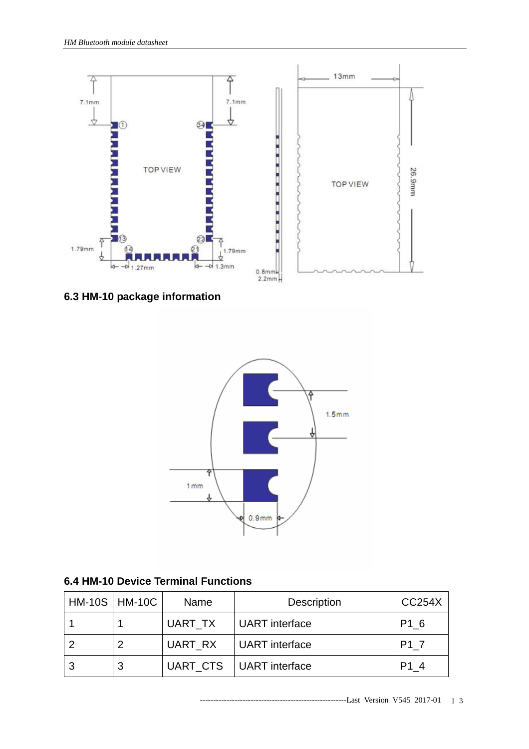7.1mm

7.1mm

13mm

TOP VIEW

TOP VIEW

26.9mm

1.79mm

1.79mm

1.27mm

1.3mm

0.8mm

2.2mm

## 6.3 HM-10 package information

1.5mm

1mm

0.9mm

## 6.4 HM-10 Device Terminal Functions

| HM-10S | HM-10C | Name | Description | CC254X |
|---|---|---|---|---|
| 1 | 1 | UART_TX | UART interface | P1_6 |
| 2 | 2 | UART_RX | UART interface | P1_7 |
| 3 | 3 | UART_CTS | UART interface | P1_4 |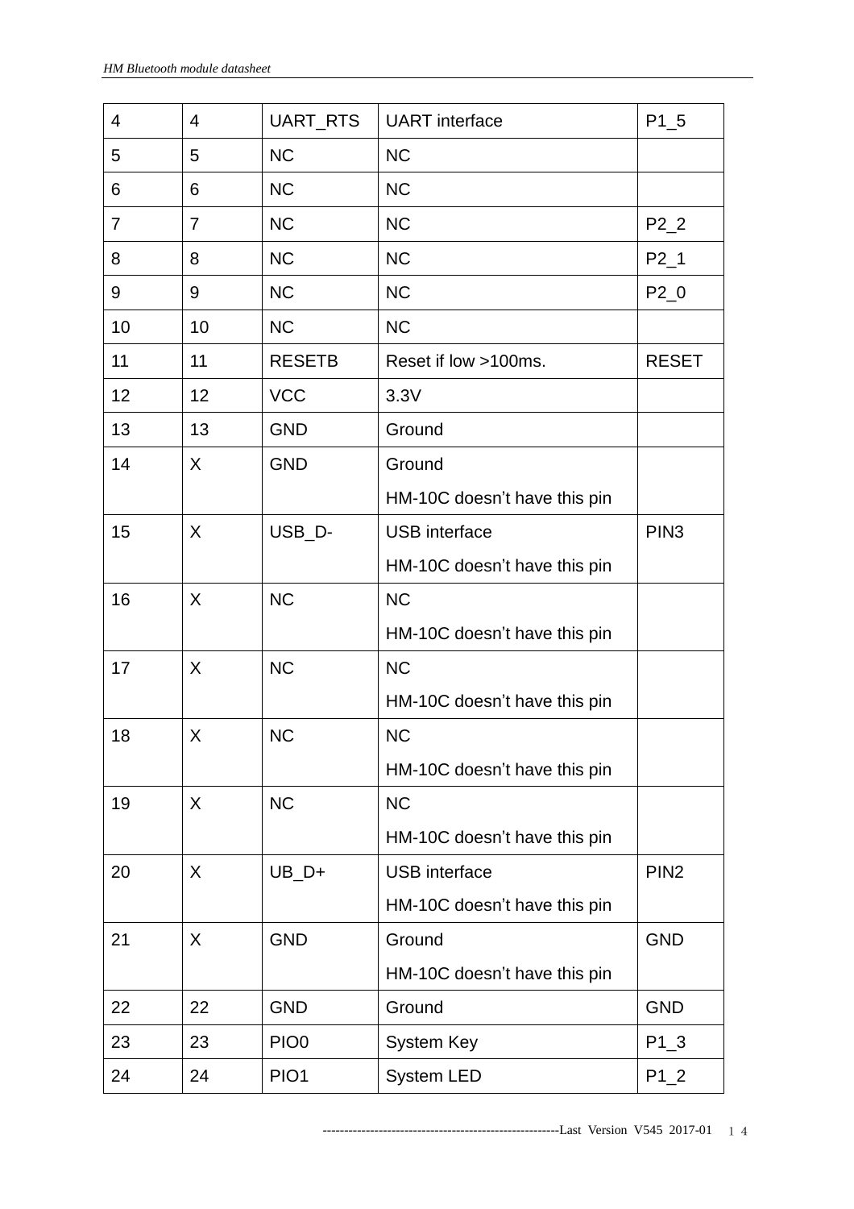| 4 | 4 | UART_RTS | UART interface | P1_5 |
|---|---|---|---|---|
| 5 | 5 | NC | NC | |
| 6 | 6 | NC | NC | |
| 7 | 7 | NC | NC | P2_2 |
| 8 | 8 | NC | NC | P2_1 |
| 9 | 9 | NC | NC | P2_0 |
| 10 | 10 | NC | NC | |
| 11 | 11 | RESETB | Reset if low >100ms. | RESET |
| 12 | 12 | VCC | 3.3V | |
| 13 | 13 | GND | Ground | |
| 14 | X | GND | Ground<br>HM-10C doesn't have this pin | |
| 15 | X | USB_D- | USB interface<br>HM-10C doesn't have this pin | PIN3 |
| 16 | X | NC | NC<br>HM-10C doesn't have this pin | |
| 17 | X | NC | NC<br>HM-10C doesn't have this pin | |
| 18 | X | NC | NC<br>HM-10C doesn't have this pin | |
| 19 | X | NC | NC<br>HM-10C doesn't have this pin | |
| 20 | X | UB_D+ | USB interface<br>HM-10C doesn't have this pin | PIN2 |
| 21 | X | GND | Ground<br>HM-10C doesn't have this pin | GND |
| 22 | 22 | GND | Ground | GND |
| 23 | 23 | PIO0 | System Key | P1_3 |
| 24 | 24 | PIO1 | System LED | P1_2 |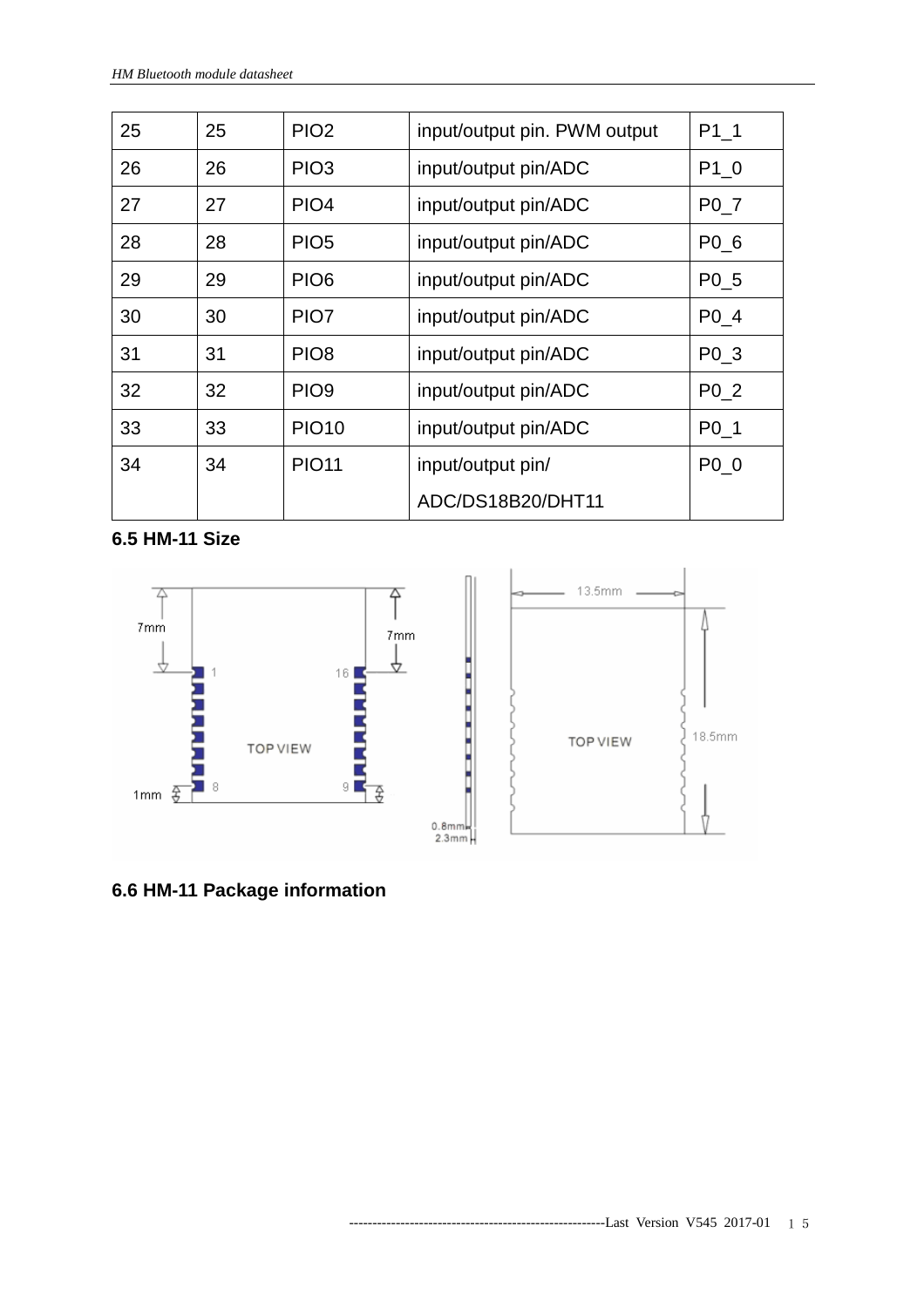| | | | | |
|---|---|---|---|---|
| 25 | 25 | PIO2 | input/output pin. PWM output | P1_1 |
| 26 | 26 | PIO3 | input/output pin/ADC | P1_0 |
| 27 | 27 | PIO4 | input/output pin/ADC | P0_7 |
| 28 | 28 | PIO5 | input/output pin/ADC | P0_6 |
| 29 | 29 | PIO6 | input/output pin/ADC | P0_5 |
| 30 | 30 | PIO7 | input/output pin/ADC | P0_4 |
| 31 | 31 | PIO8 | input/output pin/ADC | P0_3 |
| 32 | 32 | PIO9 | input/output pin/ADC | P0_2 |
| 33 | 33 | PIO10 | input/output pin/ADC | P0_1 |
| 34 | 34 | PIO11 | input/output pin/ ADC/DS18B20/DHT11 | P0_0 |

### 6.5 HM-11 Size

7mm
1
16
7mm
TOP VIEW
1mm
8
9
0.8mm
2.3mm
13.5mm
TOP VIEW
18.5mm

### 6.6 HM-11 Package information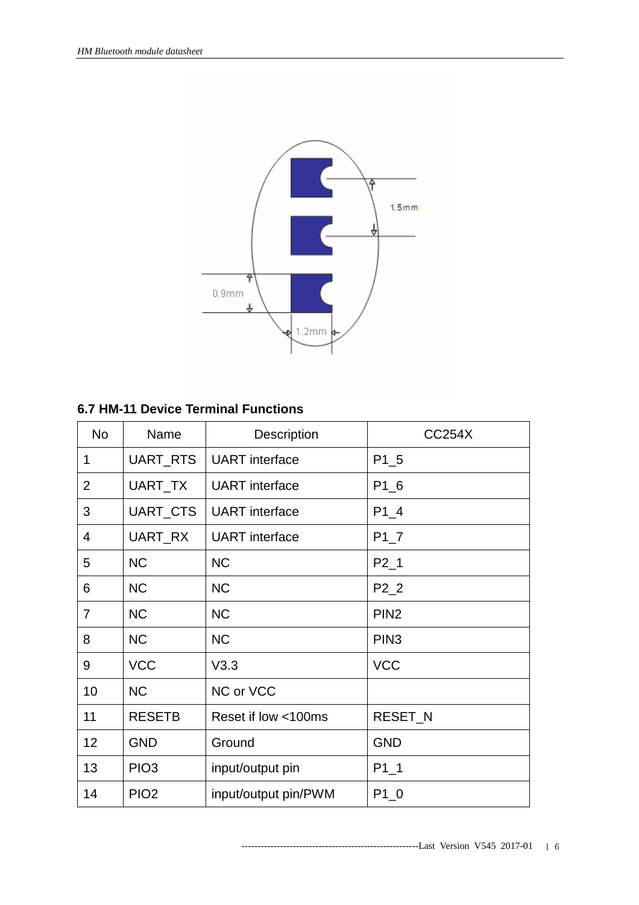1.5mm

0.9mm

1.2mm

### 6.7 HM-11 Device Terminal Functions

| No | Name | Description | CC254X |
|---|---|---|---|
| 1 | UART_RTS | UART interface | P1_5 |
| 2 | UART_TX | UART interface | P1_6 |
| 3 | UART_CTS | UART interface | P1_4 |
| 4 | UART_RX | UART interface | P1_7 |
| 5 | NC | NC | P2_1 |
| 6 | NC | NC | P2_2 |
| 7 | NC | NC | PIN2 |
| 8 | NC | NC | PIN3 |
| 9 | VCC | V3.3 | VCC |
| 10 | NC | NC or VCC | |
| 11 | RESETB | Reset if low <100ms | RESET_N |
| 12 | GND | Ground | GND |
| 13 | PIO3 | input/output pin | P1_1 |
| 14 | PIO2 | input/output pin/PWM | P1_0 |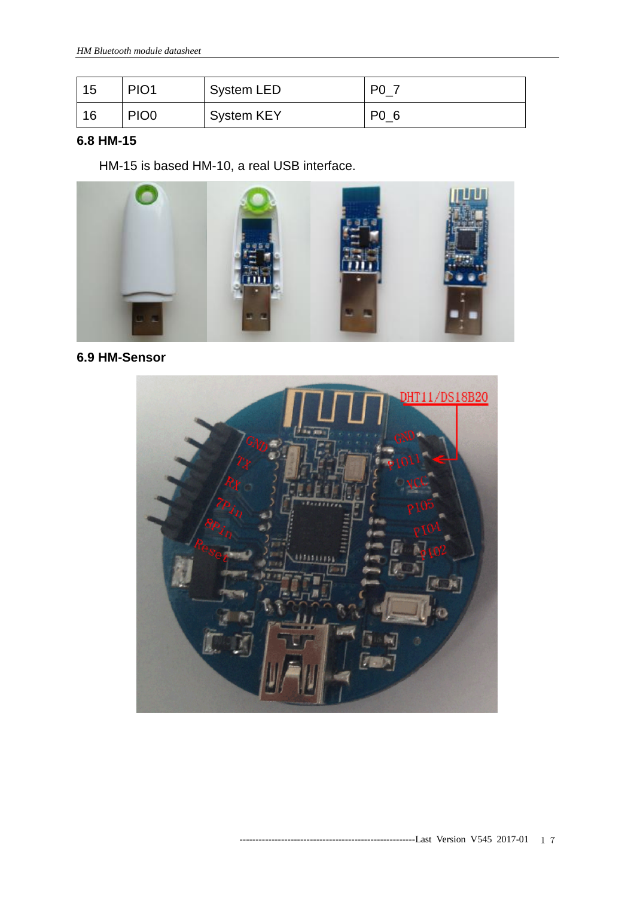| | | | |
|---|---|---|---|
| 15 | PIO1 | System LED | P0_7 |
| 16 | PIO0 | System KEY | P0_6 |

### 6.8 HM-15

HM-15 is based HM-10, a real USB interface.

### 6.9 HM-Sensor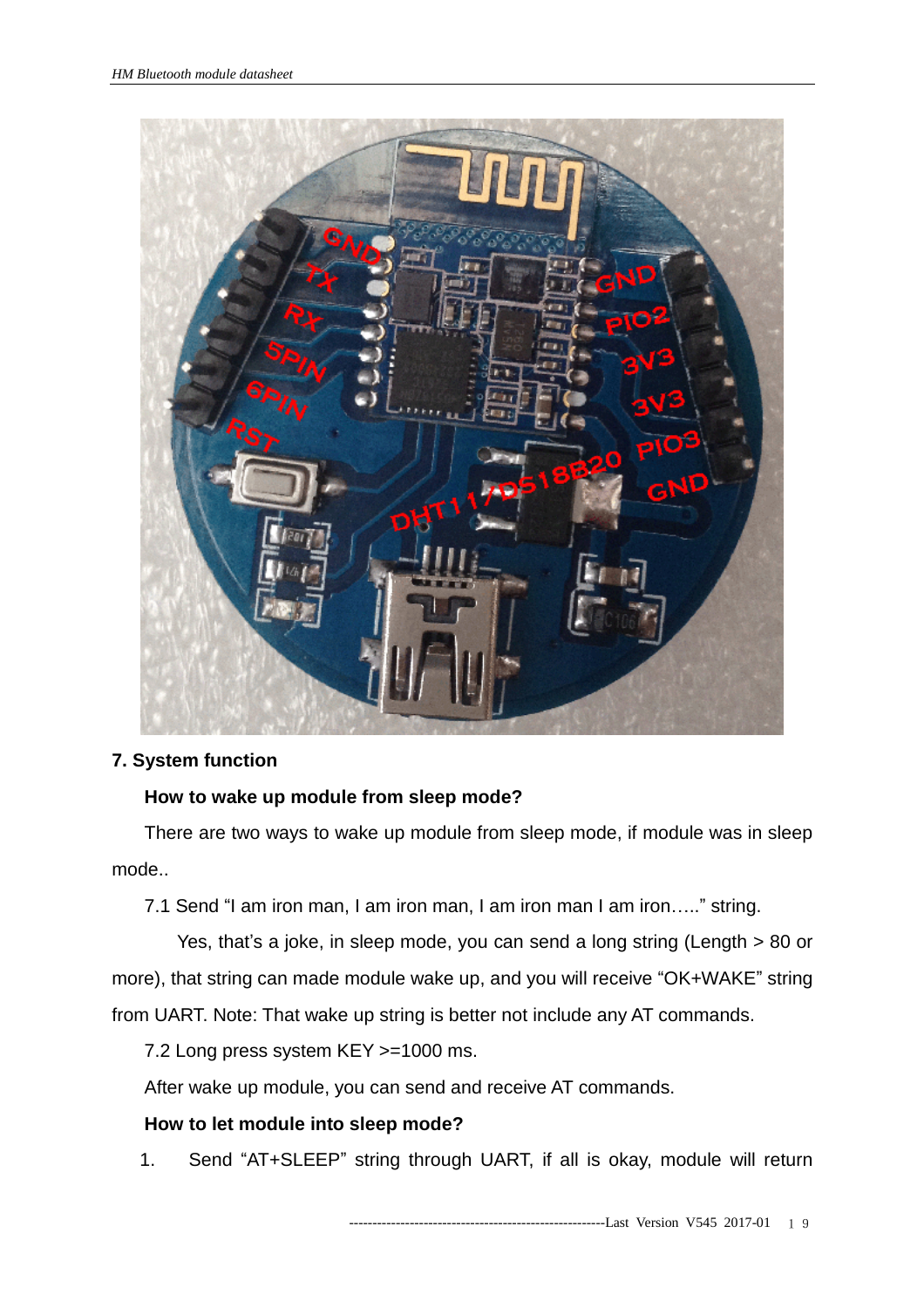## 7. System function

**How to wake up module from sleep mode?**

There are two ways to wake up module from sleep mode, if module was in sleep mode..

7.1 Send “I am iron man, I am iron man, I am iron man I am iron…..” string.

Yes, that’s a joke, in sleep mode, you can send a long string (Length > 80 or more), that string can made module wake up, and you will receive “OK+WAKE” string from UART. Note: That wake up string is better not include any AT commands.

7.2 Long press system KEY >=1000 ms.

After wake up module, you can send and receive AT commands.

**How to let module into sleep mode?**

1. Send “AT+SLEEP” string through UART, if all is okay, module will return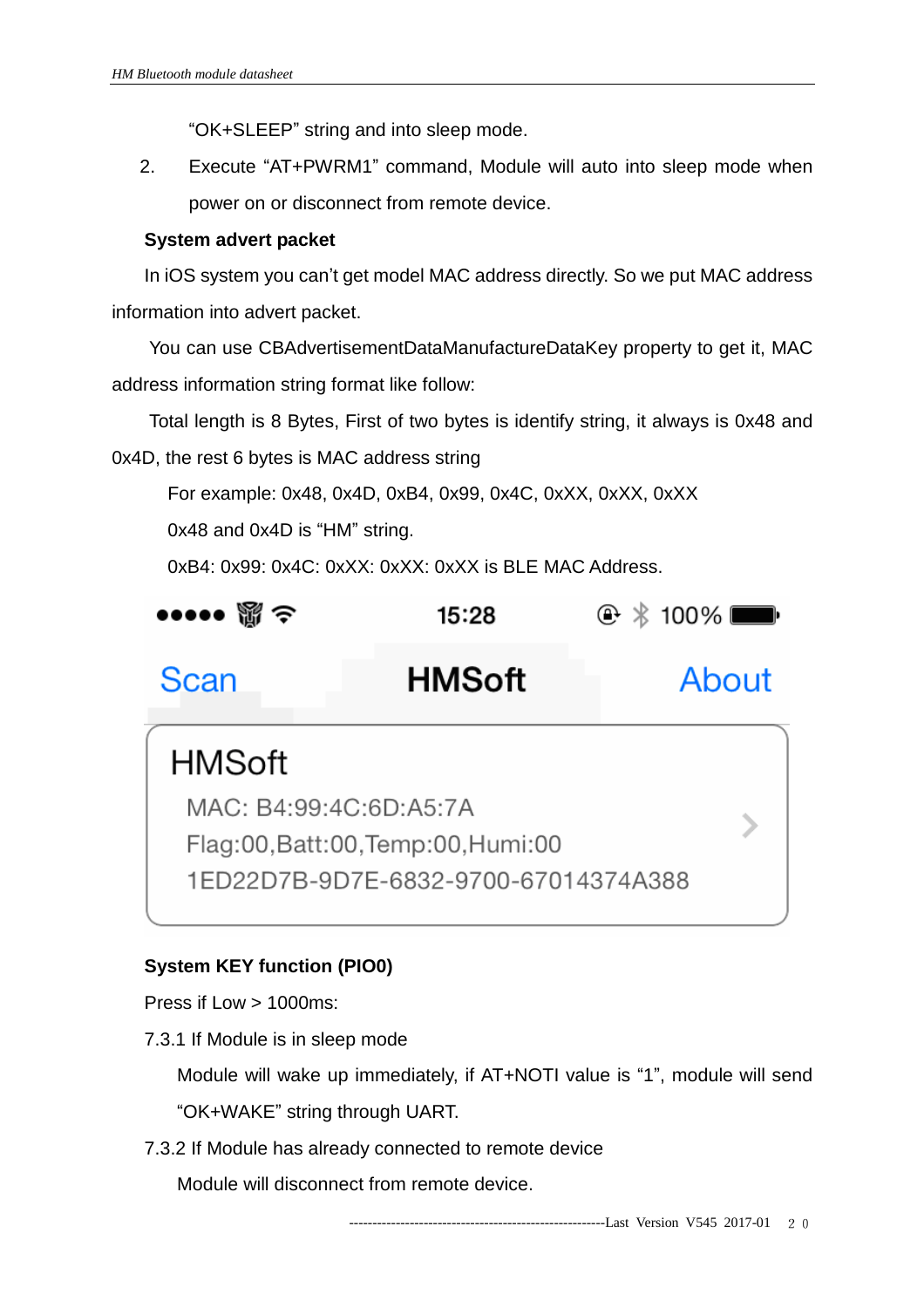"OK+SLEEP" string and into sleep mode.

2. Execute "AT+PWRM1" command, Module will auto into sleep mode when power on or disconnect from remote device.

**System advert packet**

In iOS system you can't get model MAC address directly. So we put MAC address information into advert packet.

You can use CBAdvertisementDataManufactureDataKey property to get it, MAC address information string format like follow:

Total length is 8 Bytes, First of two bytes is identify string, it always is 0x48 and 0x4D, the rest 6 bytes is MAC address string

For example: 0x48, 0x4D, 0xB4, 0x99, 0x4C, 0xXX, 0xXX, 0xXX

0x48 and 0x4D is "HM" string.

0xB4: 0x99: 0x4C: 0xXX: 0xXX: 0xXX is BLE MAC Address.

15:28

100%

Scan

HMSoft

About

HMSoft

MAC: B4:99:4C:6D:A5:7A

Flag:00,Batt:00,Temp:00,Humi:00

1ED22D7B-9D7E-6832-9700-67014374A388

**System KEY function (PIO0)**

Press if Low > 1000ms:

7.3.1 If Module is in sleep mode

Module will wake up immediately, if AT+NOTI value is "1", module will send "OK+WAKE" string through UART.

7.3.2 If Module has already connected to remote device

Module will disconnect from remote device.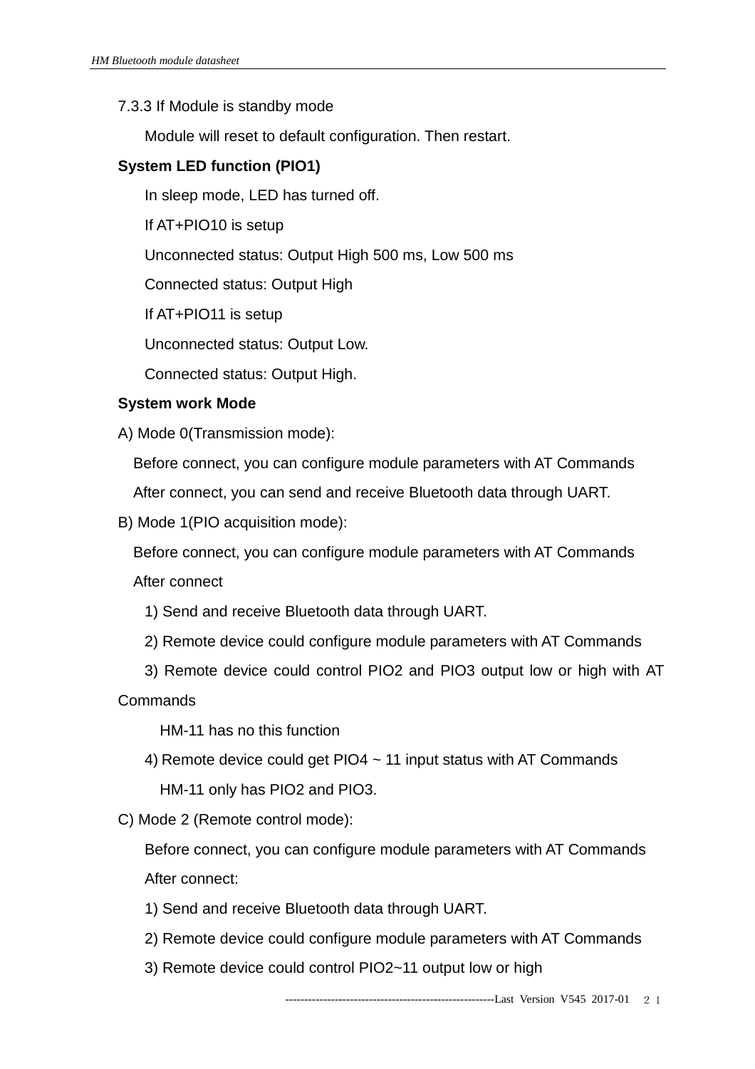7.3.3 If Module is standby mode

Module will reset to default configuration. Then restart.

**System LED function (PIO1)**

In sleep mode, LED has turned off.

If AT+PIO10 is setup

Unconnected status: Output High 500 ms, Low 500 ms

Connected status: Output High

If AT+PIO11 is setup

Unconnected status: Output Low.

Connected status: Output High.

**System work Mode**

A) Mode 0(Transmission mode):

Before connect, you can configure module parameters with AT Commands

After connect, you can send and receive Bluetooth data through UART.

B) Mode 1(PIO acquisition mode):

Before connect, you can configure module parameters with AT Commands

After connect

1) Send and receive Bluetooth data through UART.

2) Remote device could configure module parameters with AT Commands

3) Remote device could control PIO2 and PIO3 output low or high with AT Commands

HM-11 has no this function

4) Remote device could get PIO4 ~ 11 input status with AT Commands

HM-11 only has PIO2 and PIO3.

C) Mode 2 (Remote control mode):

Before connect, you can configure module parameters with AT Commands

After connect:

1) Send and receive Bluetooth data through UART.

2) Remote device could configure module parameters with AT Commands

3) Remote device could control PIO2~11 output low or high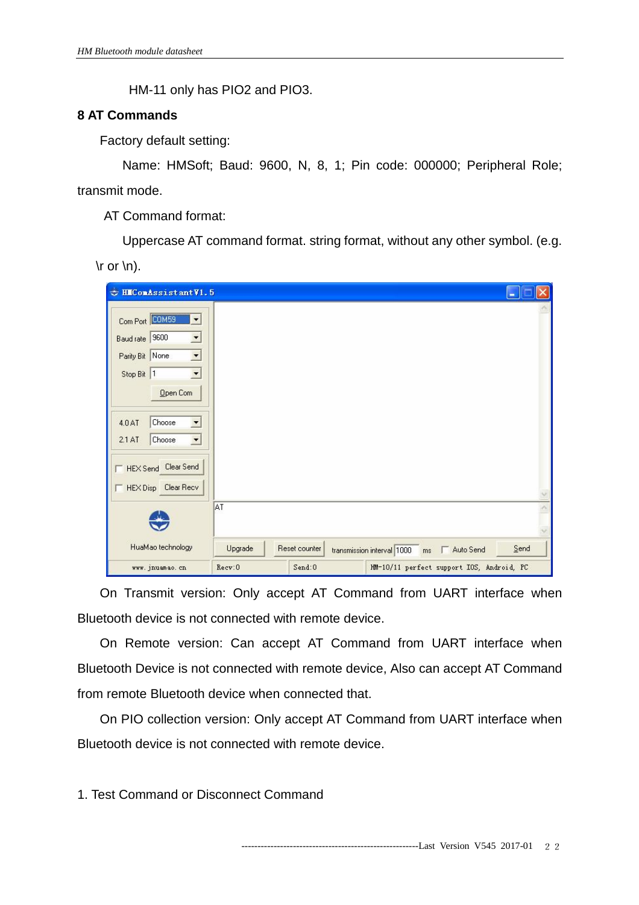HM-11 only has PIO2 and PIO3.

## 8 AT Commands

Factory default setting:

Name: HMSoft; Baud: 9600, N, 8, 1; Pin code: 000000; Peripheral Role; transmit mode.

AT Command format:

Uppercase AT command format. string format, without any other symbol. (e.g. \r or \n).

On Transmit version: Only accept AT Command from UART interface when Bluetooth device is not connected with remote device.

On Remote version: Can accept AT Command from UART interface when Bluetooth Device is not connected with remote device, Also can accept AT Command from remote Bluetooth device when connected that.

On PIO collection version: Only accept AT Command from UART interface when Bluetooth device is not connected with remote device.

1. Test Command or Disconnect Command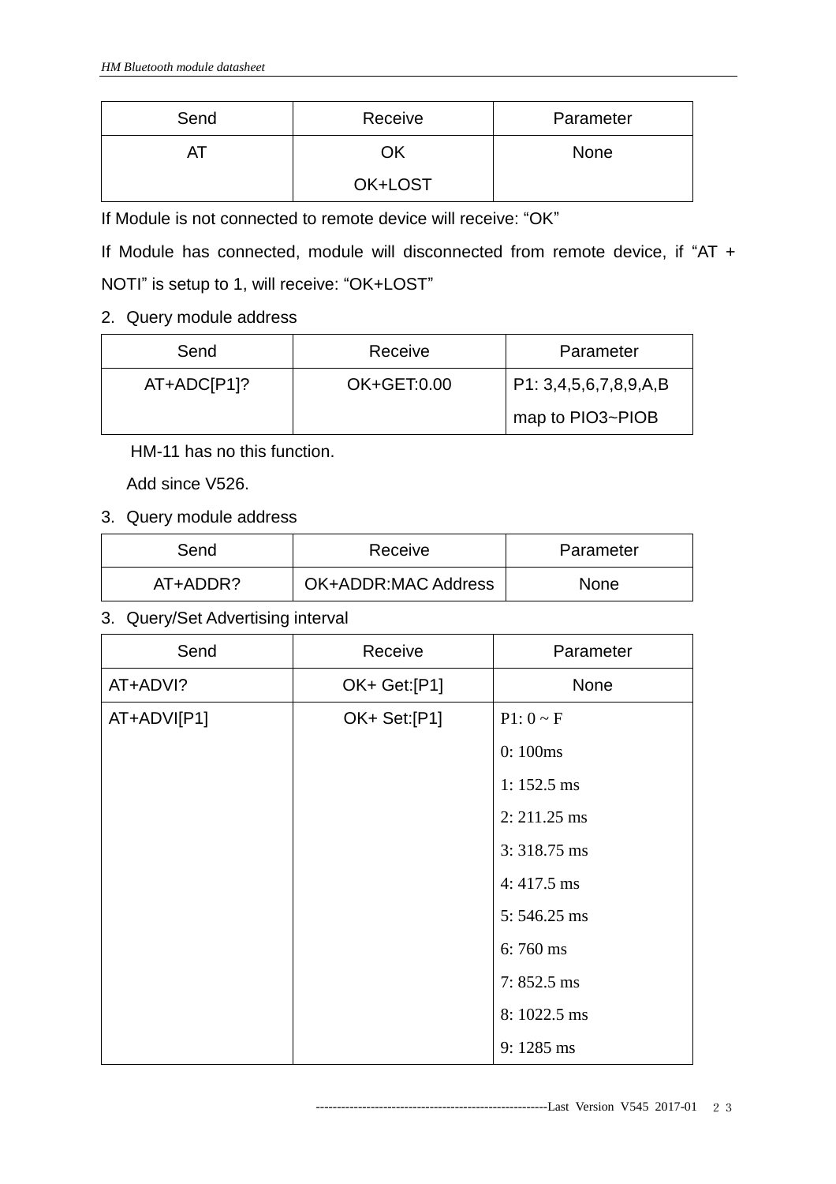| Send | Receive | Parameter |
|---|---|---|
| AT | OK<br>OK+LOST | None |

If Module is not connected to remote device will receive: “OK”

If Module has connected, module will disconnected from remote device, if “AT + NOTI” is setup to 1, will receive: “OK+LOST”

2. Query module address

| Send | Receive | Parameter |
|---|---|---|
| AT+ADC[P1]? | OK+GET:0.00 | P1: 3,4,5,6,7,8,9,A,B<br>map to PIO3~PIOB |

HM-11 has no this function.

Add since V526.

3. Query module address

| Send | Receive | Parameter |
|---|---|---|
| AT+ADDR? | OK+ADDR:MAC Address | None |

3. Query/Set Advertising interval

| Send | Receive | Parameter |
|---|---|---|
| AT+ADVI? | OK+ Get:[P1] | None |
| AT+ADVI[P1] | OK+ Set:[P1] | P1: 0 ~ F<br>0: 100ms<br>1: 152.5 ms<br>2: 211.25 ms<br>3: 318.75 ms<br>4: 417.5 ms<br>5: 546.25 ms<br>6: 760 ms<br>7: 852.5 ms<br>8: 1022.5 ms<br>9: 1285 ms |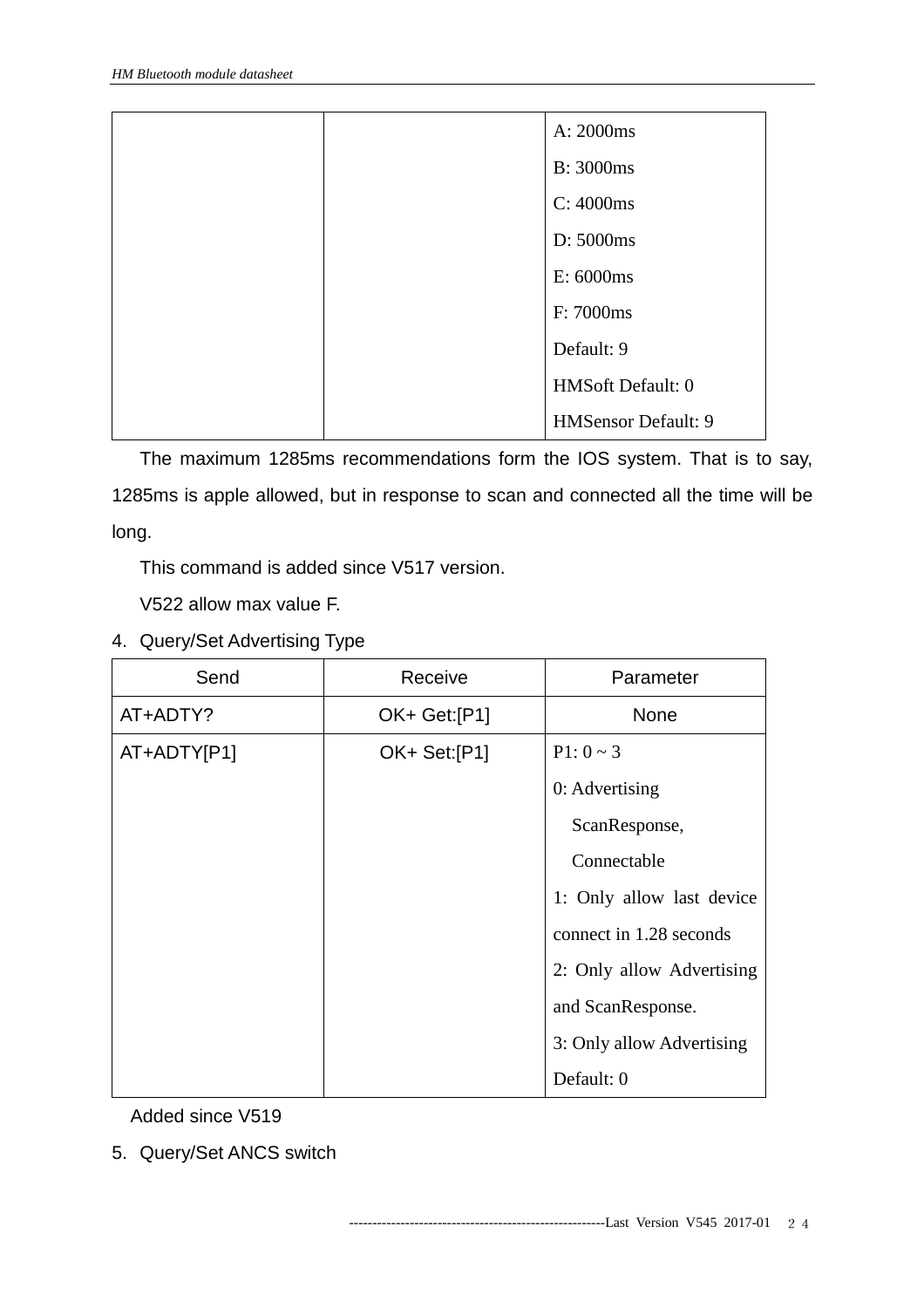| | | |
|---|---|---|
| | | A: 2000ms<br>B: 3000ms<br>C: 4000ms<br>D: 5000ms<br>E: 6000ms<br>F: 7000ms<br>Default: 9<br>HMSoft Default: 0<br>HMSensor Default: 9 |

The maximum 1285ms recommendations form the IOS system. That is to say, 1285ms is apple allowed, but in response to scan and connected all the time will be long.

This command is added since V517 version.

V522 allow max value F.

4. Query/Set Advertising Type

| Send | Receive | Parameter |
|---|---|---|
| AT+ADTY? | OK+ Get:[P1] | None |
| AT+ADTY[P1] | OK+ Set:[P1] | P1: 0 ~ 3<br>0: Advertising ScanResponse, Connectable<br>1: Only allow last device connect in 1.28 seconds<br>2: Only allow Advertising and ScanResponse.<br>3: Only allow Advertising<br>Default: 0 |

Added since V519

5. Query/Set ANCS switch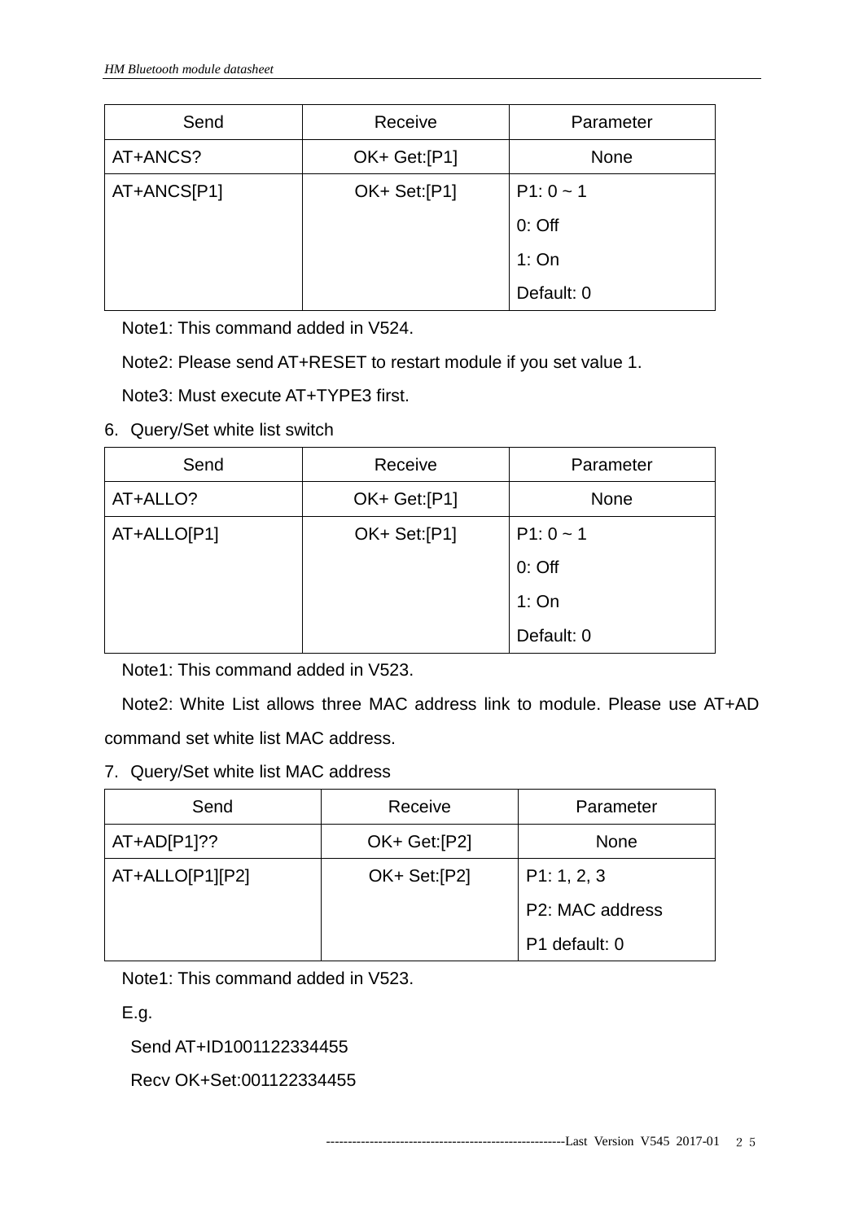| Send | Receive | Parameter |
|---|---|---|
| AT+ANCS? | OK+ Get:[P1] | None |
| AT+ANCS[P1] | OK+ Set:[P1] | P1: 0 ~ 1<br>0: Off<br>1: On<br>Default: 0 |

Note1: This command added in V524.

Note2: Please send AT+RESET to restart module if you set value 1.

Note3: Must execute AT+TYPE3 first.

6. Query/Set white list switch

| Send | Receive | Parameter |
|---|---|---|
| AT+ALLO? | OK+ Get:[P1] | None |
| AT+ALLO[P1] | OK+ Set:[P1] | P1: 0 ~ 1<br>0: Off<br>1: On<br>Default: 0 |

Note1: This command added in V523.

Note2: White List allows three MAC address link to module. Please use AT+AD command set white list MAC address.

7. Query/Set white list MAC address

| Send | Receive | Parameter |
|---|---|---|
| AT+AD[P1]?? | OK+ Get:[P2] | None |
| AT+ALLO[P1][P2] | OK+ Set:[P2] | P1: 1, 2, 3<br>P2: MAC address<br>P1 default: 0 |

Note1: This command added in V523.

E.g.

Send AT+ID1001122334455

Recv OK+Set:001122334455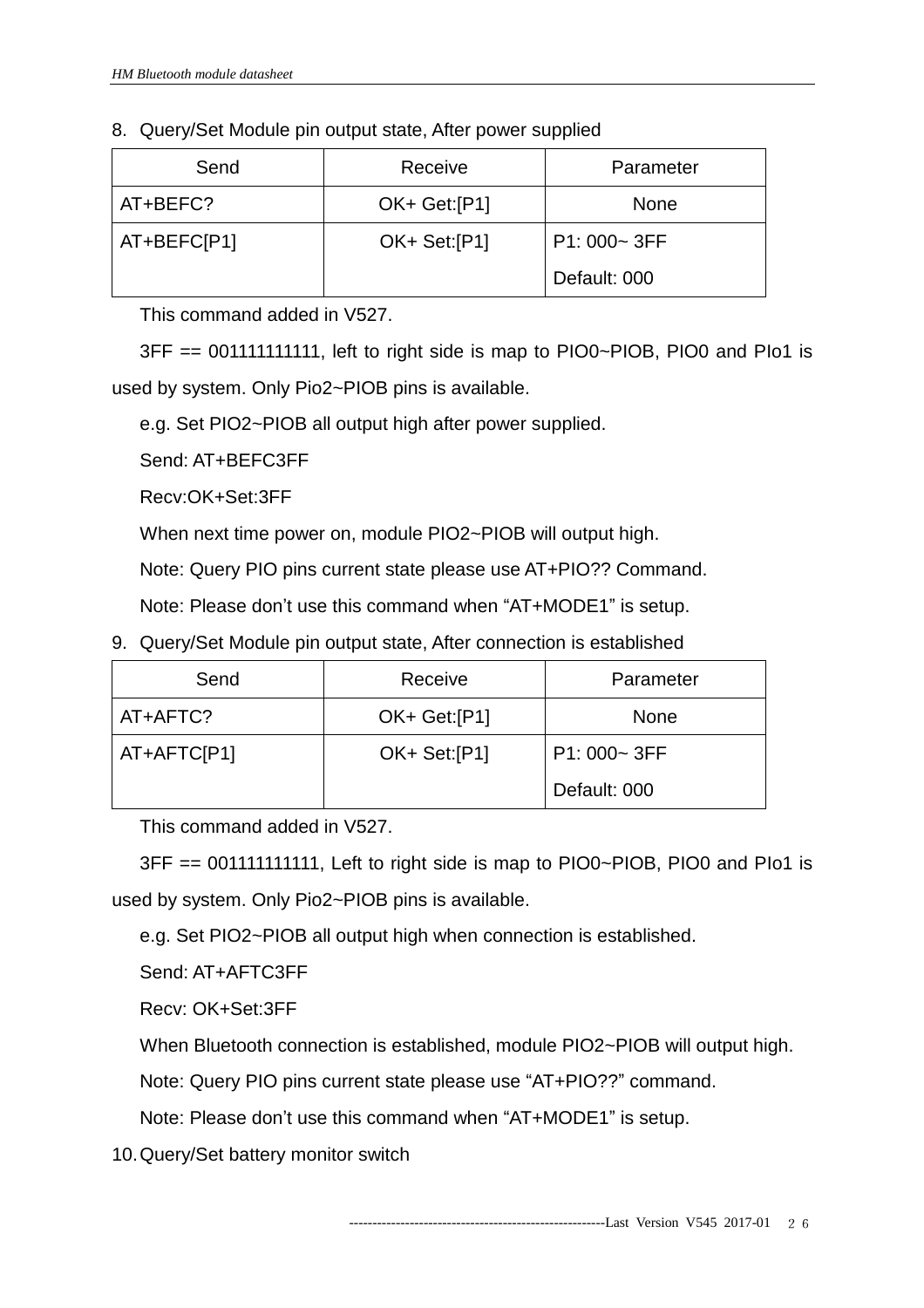8. Query/Set Module pin output state, After power supplied

| Send | Receive | Parameter |
|---|---|---|
| AT+BEFC? | OK+ Get:[P1] | None |
| AT+BEFC[P1] | OK+ Set:[P1] | P1: 000~ 3FF<br>Default: 000 |

This command added in V527.

3FF == 001111111111, left to right side is map to PIO0~PIOB, PIO0 and PIo1 is used by system. Only Pio2~PIOB pins is available.

e.g. Set PIO2~PIOB all output high after power supplied.

Send: AT+BEFC3FF

Recv:OK+Set:3FF

When next time power on, module PIO2~PIOB will output high.

Note: Query PIO pins current state please use AT+PIO?? Command.

Note: Please don't use this command when "AT+MODE1" is setup.

9. Query/Set Module pin output state, After connection is established

| Send | Receive | Parameter |
|---|---|---|
| AT+AFTC? | OK+ Get:[P1] | None |
| AT+AFTC[P1] | OK+ Set:[P1] | P1: 000~ 3FF<br>Default: 000 |

This command added in V527.

3FF == 001111111111, Left to right side is map to PIO0~PIOB, PIO0 and PIo1 is used by system. Only Pio2~PIOB pins is available.

e.g. Set PIO2~PIOB all output high when connection is established.

Send: AT+AFTC3FF

Recv: OK+Set:3FF

When Bluetooth connection is established, module PIO2~PIOB will output high.

Note: Query PIO pins current state please use "AT+PIO??" command.

Note: Please don't use this command when "AT+MODE1" is setup.

10. Query/Set battery monitor switch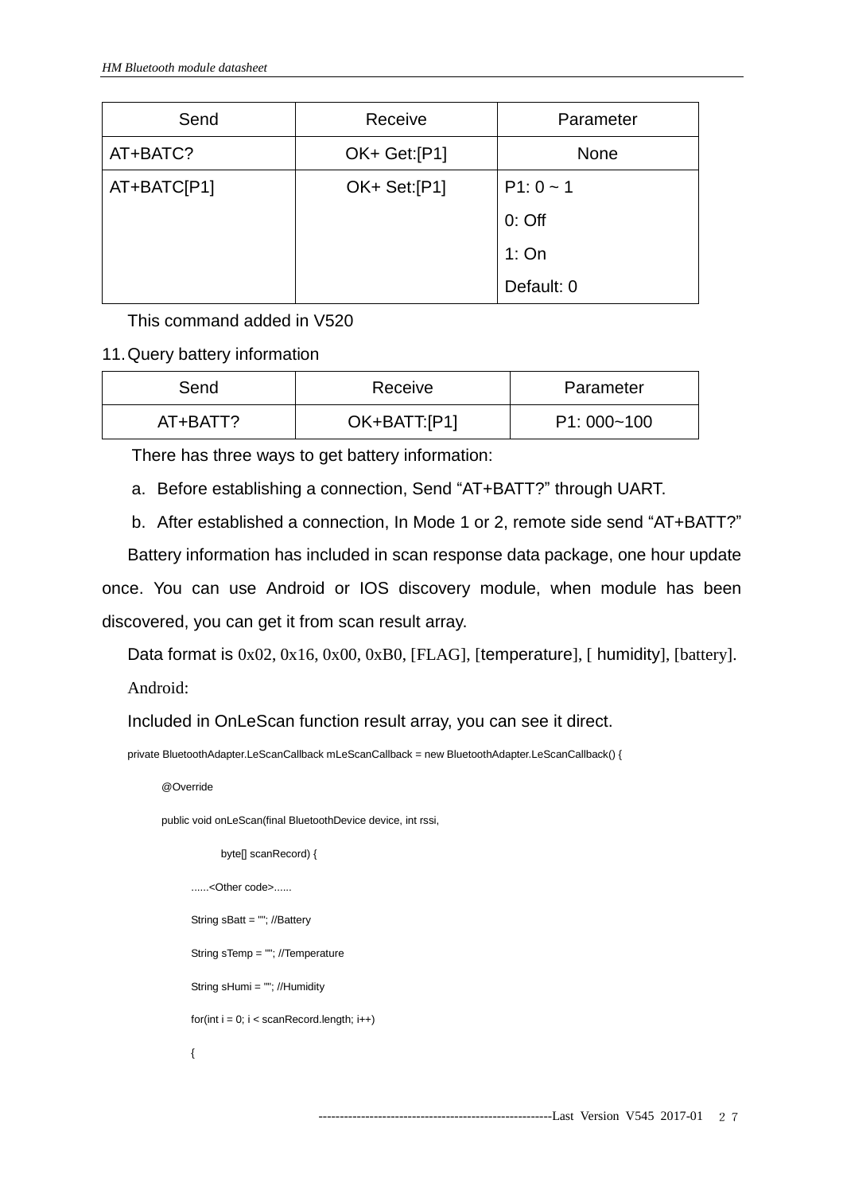| Send | Receive | Parameter |
|---|---|---|
| AT+BATC? | OK+ Get:[P1] | None |
| AT+BATC[P1] | OK+ Set:[P1] | P1: 0 ~ 1<br>0: Off<br>1: On<br>Default: 0 |

This command added in V520

11. Query battery information

| Send | Receive | Parameter |
|---|---|---|
| AT+BATT? | OK+BATT:[P1] | P1: 000~100 |

There has three ways to get battery information:

a. Before establishing a connection, Send "AT+BATT?" through UART.

b. After established a connection, In Mode 1 or 2, remote side send "AT+BATT?"

Battery information has included in scan response data package, one hour update once. You can use Android or IOS discovery module, when module has been discovered, you can get it from scan result array.

Data format is 0x02, 0x16, 0x00, 0xB0, [FLAG], [temperature], [ humidity], [battery].

Android:

Included in OnLeScan function result array, you can see it direct.

```
private BluetoothAdapter.LeScanCallback mLeScanCallback = new BluetoothAdapter.LeScanCallback() {
        @Override
        public void onLeScan(final BluetoothDevice device, int rssi,
                byte[] scanRecord) {
            ......<Other code>......
            String sBatt = ""; //Battery
            String sTemp = ""; //Temperature
            String sHumi = ""; //Humidity
            for(int i = 0; i < scanRecord.length; i++)
            {
```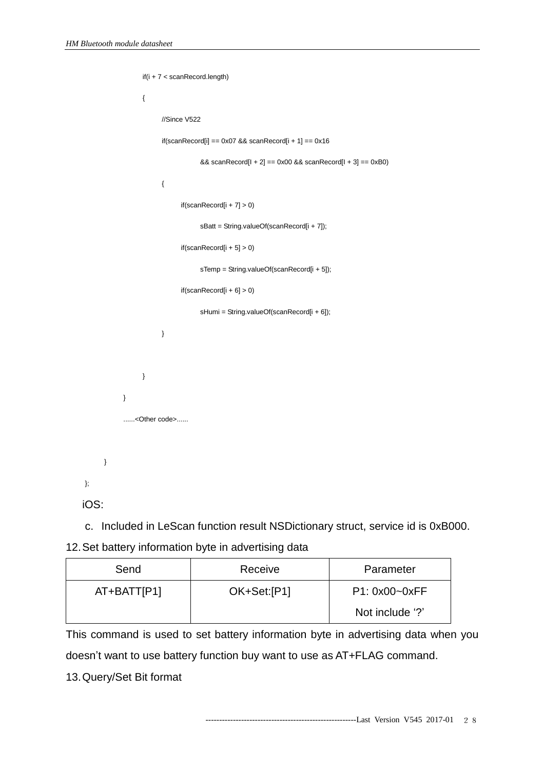```
            if(i + 7 < scanRecord.length)
            {
                //Since V522
                if(scanRecord[i] == 0x07 && scanRecord[i + 1] == 0x16
                        && scanRecord[I + 2] == 0x00 && scanRecord[I + 3] == 0xB0)
                {
                    if(scanRecord[i + 7] > 0)
                        sBatt = String.valueOf(scanRecord[i + 7]);
                    if(scanRecord[i + 5] > 0)
                        sTemp = String.valueOf(scanRecord[i + 5]);
                    if(scanRecord[i + 6] > 0)
                        sHumi = String.valueOf(scanRecord[i + 6]);
                }

            }
        }
        ......<Other code>......

    }
};
```

iOS:

c. Included in LeScan function result NSDictionary struct, service id is 0xB000.

12. Set battery information byte in advertising data

| Send | Receive | Parameter |
|---|---|---|
| AT+BATT[P1] | OK+Set:[P1] | P1: 0x00~0xFF<br>Not include '?' |

This command is used to set battery information byte in advertising data when you doesn't want to use battery function buy want to use as AT+FLAG command.

13. Query/Set Bit format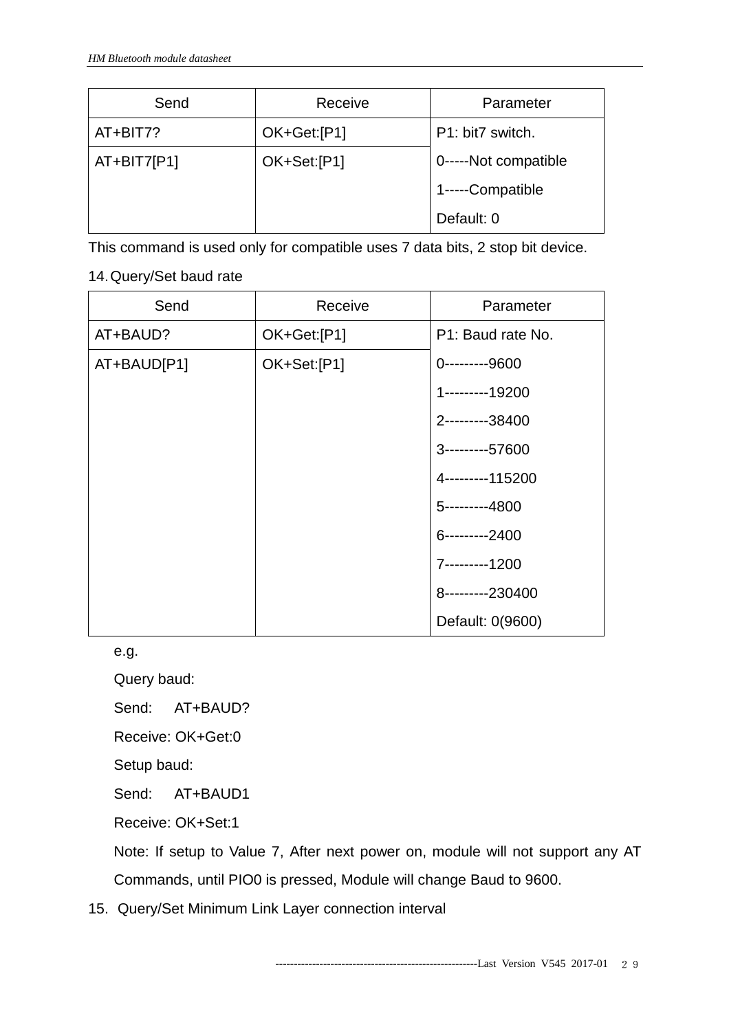| Send | Receive | Parameter |
| --- | --- | --- |
| AT+BIT7? | OK+Get:[P1] | P1: bit7 switch.<br>0-----Not compatible<br>1-----Compatible<br>Default: 0 |
| AT+BIT7[P1] | OK+Set:[P1] | |

This command is used only for compatible uses 7 data bits, 2 stop bit device.

14. Query/Set baud rate

| Send | Receive | Parameter |
| --- | --- | --- |
| AT+BAUD? | OK+Get:[P1] | P1: Baud rate No.<br>0---------9600<br>1---------19200<br>2---------38400<br>3---------57600<br>4---------115200<br>5---------4800<br>6---------2400<br>7---------1200<br>8---------230400<br>Default: 0(9600) |
| AT+BAUD[P1] | OK+Set:[P1] | |

e.g.

Query baud:

Send: AT+BAUD?

Receive: OK+Get:0

Setup baud:

Send: AT+BAUD1

Receive: OK+Set:1

Note: If setup to Value 7, After next power on, module will not support any AT Commands, until PIO0 is pressed, Module will change Baud to 9600.

15. Query/Set Minimum Link Layer connection interval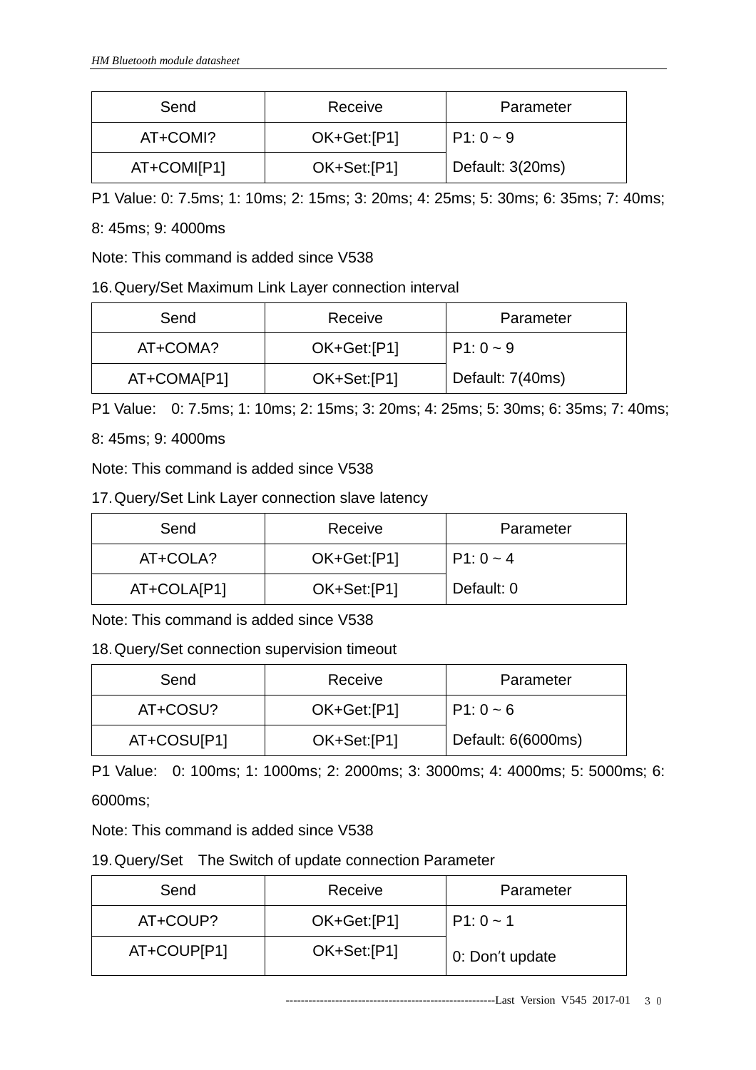| Send | Receive | Parameter |
|---|---|---|
| AT+COMI? | OK+Get:[P1] | P1: 0 ~ 9 |
| AT+COMI[P1] | OK+Set:[P1] | Default: 3(20ms) |

P1 Value: 0: 7.5ms; 1: 10ms; 2: 15ms; 3: 20ms; 4: 25ms; 5: 30ms; 6: 35ms; 7: 40ms; 8: 45ms; 9: 4000ms

Note: This command is added since V538

16. Query/Set Maximum Link Layer connection interval

| Send | Receive | Parameter |
|---|---|---|
| AT+COMA? | OK+Get:[P1] | P1: 0 ~ 9 |
| AT+COMA[P1] | OK+Set:[P1] | Default: 7(40ms) |

P1 Value: 0: 7.5ms; 1: 10ms; 2: 15ms; 3: 20ms; 4: 25ms; 5: 30ms; 6: 35ms; 7: 40ms; 8: 45ms; 9: 4000ms

Note: This command is added since V538

17. Query/Set Link Layer connection slave latency

| Send | Receive | Parameter |
|---|---|---|
| AT+COLA? | OK+Get:[P1] | P1: 0 ~ 4 |
| AT+COLA[P1] | OK+Set:[P1] | Default: 0 |

Note: This command is added since V538

18. Query/Set connection supervision timeout

| Send | Receive | Parameter |
|---|---|---|
| AT+COSU? | OK+Get:[P1] | P1: 0 ~ 6 |
| AT+COSU[P1] | OK+Set:[P1] | Default: 6(6000ms) |

P1 Value: 0: 100ms; 1: 1000ms; 2: 2000ms; 3: 3000ms; 4: 4000ms; 5: 5000ms; 6: 6000ms;

Note: This command is added since V538

19. Query/Set The Switch of update connection Parameter

| Send | Receive | Parameter |
|---|---|---|
| AT+COUP? | OK+Get:[P1] | P1: 0 ~ 1 |
| AT+COUP[P1] | OK+Set:[P1] | 0: Don't update |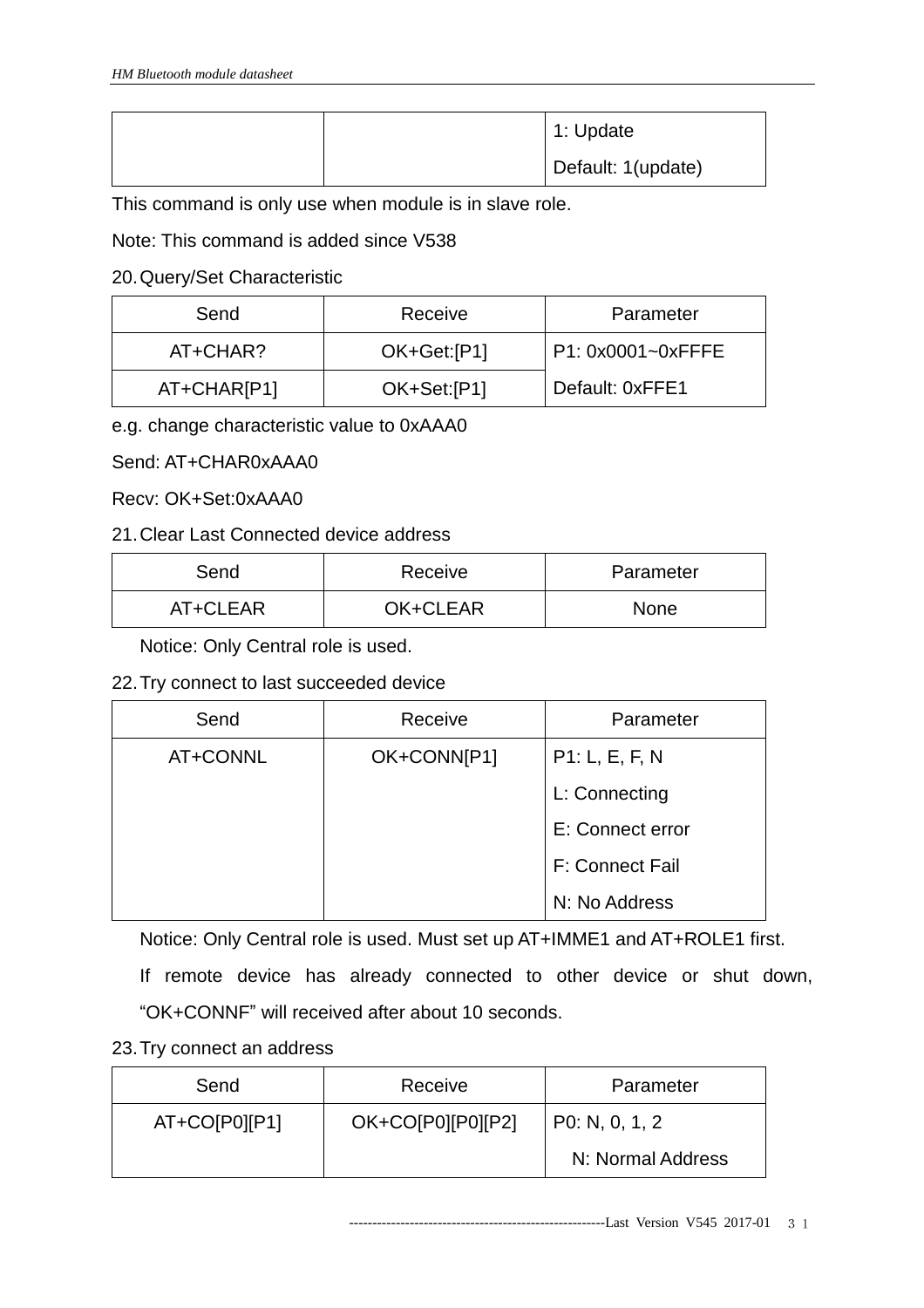| | | |
|---|---|---|
| | | 1: Update<br>Default: 1(update) |

This command is only use when module is in slave role.

Note: This command is added since V538

20. Query/Set Characteristic

| Send | Receive | Parameter |
|---|---|---|
| AT+CHAR? | OK+Get:[P1] | P1: 0x0001~0xFFFE<br>Default: 0xFFE1 |
| AT+CHAR[P1] | OK+Set:[P1] | |

e.g. change characteristic value to 0xAAA0

Send: AT+CHAR0xAAA0

Recv: OK+Set:0xAAA0

21. Clear Last Connected device address

| Send | Receive | Parameter |
|---|---|---|
| AT+CLEAR | OK+CLEAR | None |

Notice: Only Central role is used.

22. Try connect to last succeeded device

| Send | Receive | Parameter |
|---|---|---|
| AT+CONNL | OK+CONN[P1] | P1: L, E, F, N<br>L: Connecting<br>E: Connect error<br>F: Connect Fail<br>N: No Address |

Notice: Only Central role is used. Must set up AT+IMME1 and AT+ROLE1 first.

If remote device has already connected to other device or shut down, “OK+CONNF” will received after about 10 seconds.

23. Try connect an address

| Send | Receive | Parameter |
|---|---|---|
| AT+CO[P0][P1] | OK+CO[P0][P0][P2] | P0: N, 0, 1, 2<br>N: Normal Address |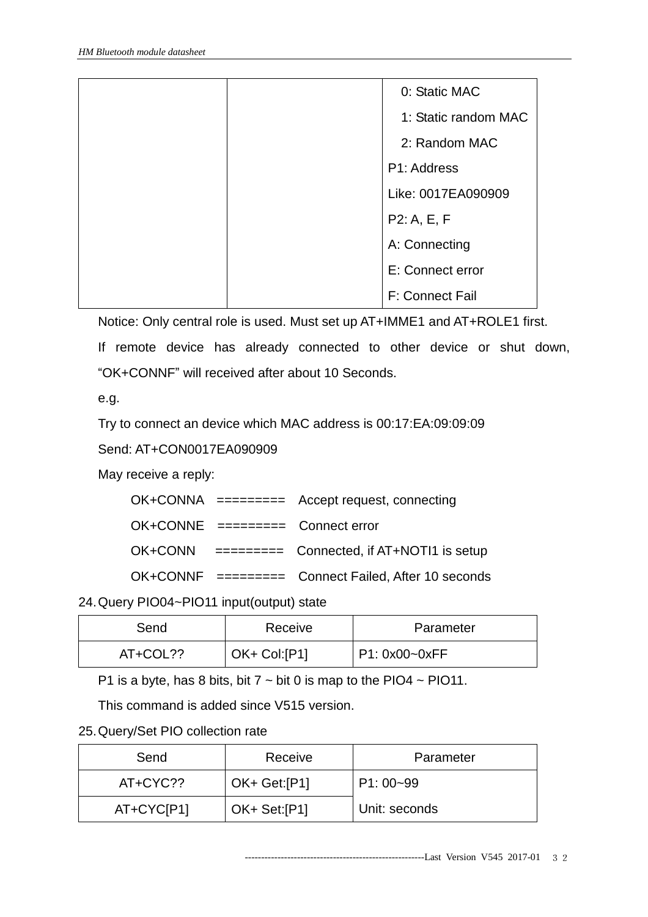| | | |
|---|---|---|
| | | 0: Static MAC<br>1: Static random MAC<br>2: Random MAC<br>P1: Address<br>Like: 0017EA090909<br>P2: A, E, F<br>A: Connecting<br>E: Connect error<br>F: Connect Fail |

Notice: Only central role is used. Must set up AT+IMME1 and AT+ROLE1 first.

If remote device has already connected to other device or shut down, “OK+CONNF” will received after about 10 Seconds.

e.g.

Try to connect an device which MAC address is 00:17:EA:09:09:09

Send: AT+CON0017EA090909

May receive a reply:

OK+CONNA ========= Accept request, connecting

OK+CONNE ========= Connect error

OK+CONN ========= Connected, if AT+NOTI1 is setup

OK+CONNF ========= Connect Failed, After 10 seconds

24. Query PIO04~PIO11 input(output) state

| Send | Receive | Parameter |
|---|---|---|
| AT+COL?? | OK+ Col:[P1] | P1: 0x00~0xFF |

P1 is a byte, has 8 bits, bit 7 ~ bit 0 is map to the PIO4 ~ PIO11.

This command is added since V515 version.

25. Query/Set PIO collection rate

| Send | Receive | Parameter |
|---|---|---|
| AT+CYC?? | OK+ Get:[P1] | P1: 00~99<br>Unit: seconds |
| AT+CYC[P1] | OK+ Set:[P1] | |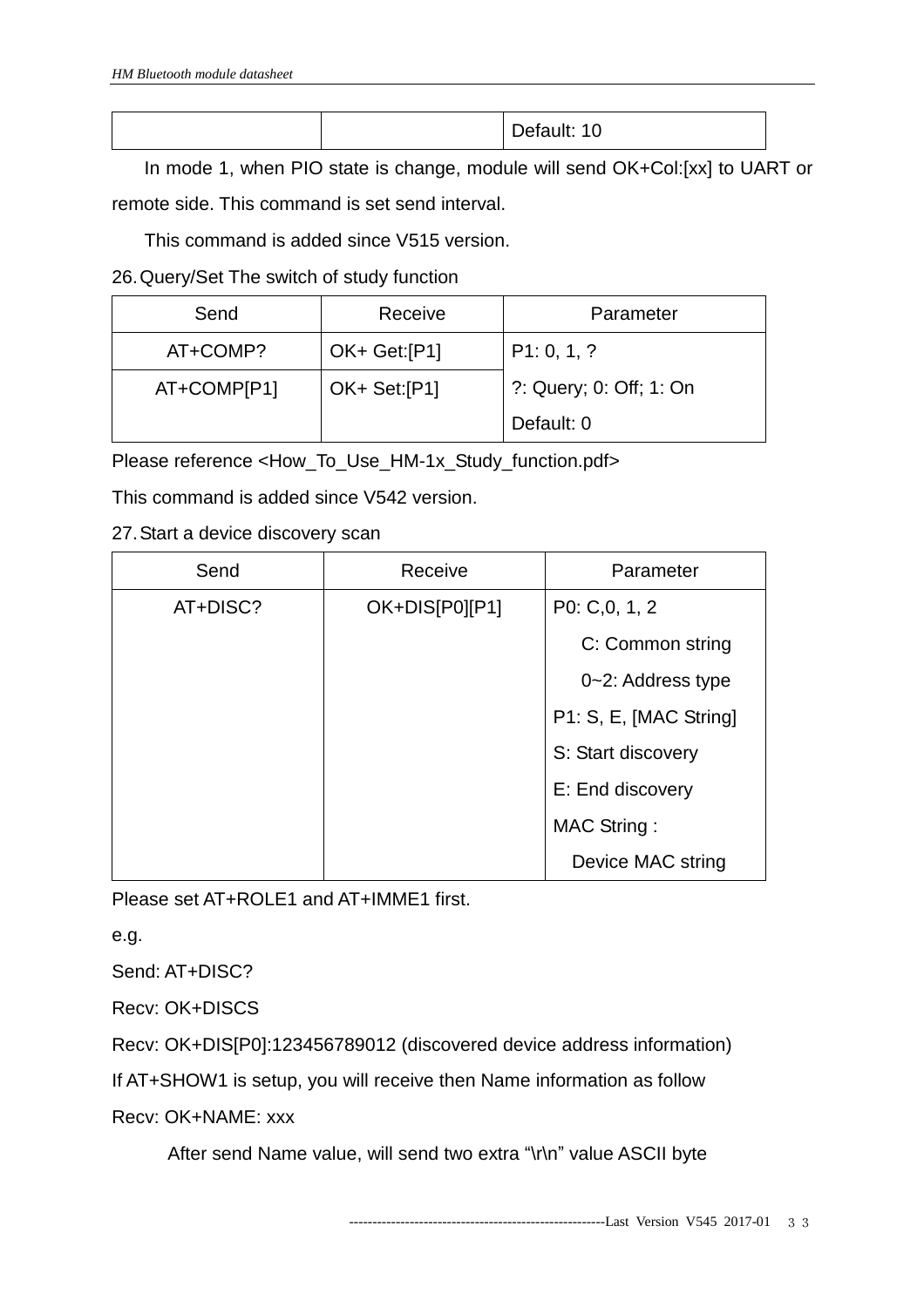| | | |
|---|---|---|
| | | Default: 10 |

In mode 1, when PIO state is change, module will send OK+Col:[xx] to UART or remote side. This command is set send interval.

This command is added since V515 version.

26. Query/Set The switch of study function

| Send | Receive | Parameter |
|---|---|---|
| AT+COMP? | OK+ Get:[P1] | P1: 0, 1, ? |
| AT+COMP[P1] | OK+ Set:[P1] | ?: Query; 0: Off; 1: On<br>Default: 0 |

Please reference <How_To_Use_HM-1x_Study_function.pdf>

This command is added since V542 version.

27. Start a device discovery scan

| Send | Receive | Parameter |
|---|---|---|
| AT+DISC? | OK+DIS[P0][P1] | P0: C,0, 1, 2<br>C: Common string<br>0~2: Address type<br>P1: S, E, [MAC String]<br>S: Start discovery<br>E: End discovery<br>MAC String :<br>Device MAC string |

Please set AT+ROLE1 and AT+IMME1 first.

e.g.

Send: AT+DISC?

Recv: OK+DISCS

Recv: OK+DIS[P0]:123456789012 (discovered device address information)

If AT+SHOW1 is setup, you will receive then Name information as follow

Recv: OK+NAME: xxx

After send Name value, will send two extra “\r\n” value ASCII byte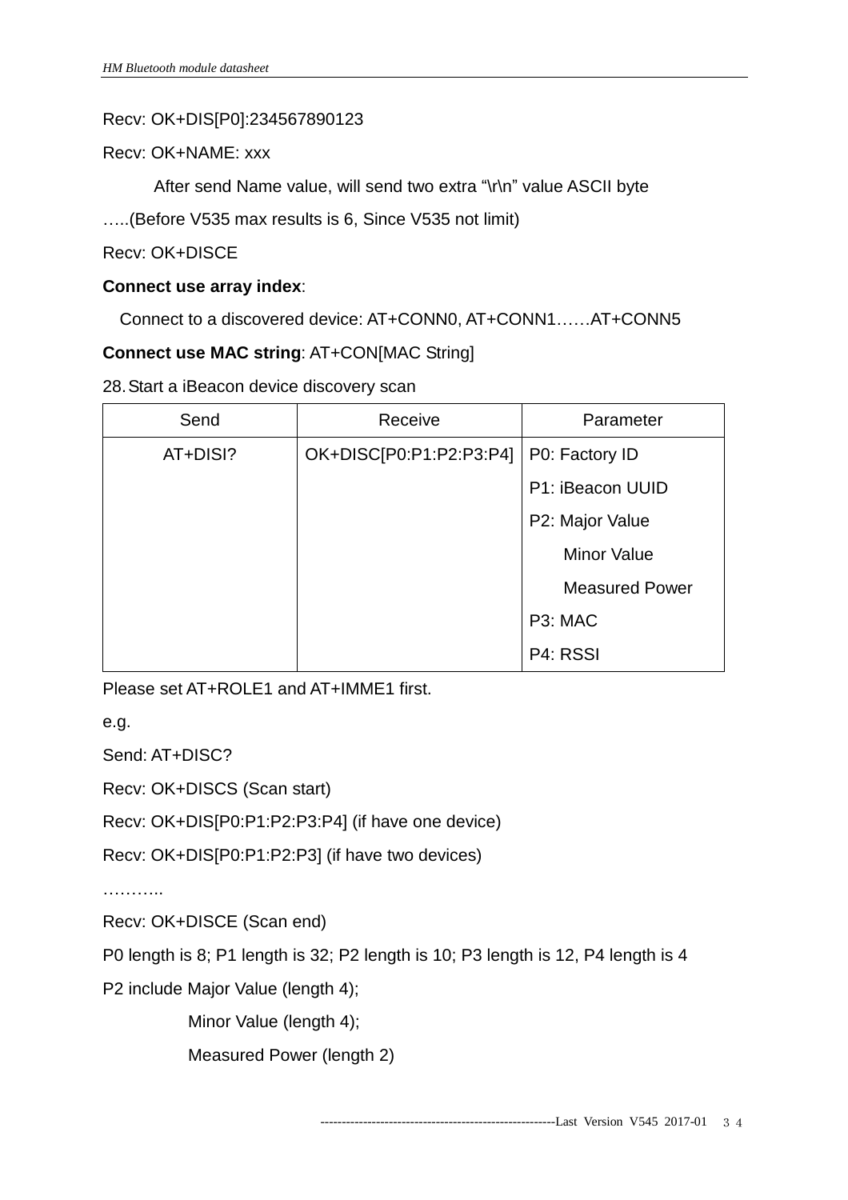Recv: OK+DIS[P0]:234567890123

Recv: OK+NAME: xxx

After send Name value, will send two extra "\r\n" value ASCII byte

…..(Before V535 max results is 6, Since V535 not limit)

Recv: OK+DISCE

**Connect use array index**:

Connect to a discovered device: AT+CONN0, AT+CONN1……AT+CONN5

**Connect use MAC string**: AT+CON[MAC String]

28. Start a iBeacon device discovery scan

| Send | Receive | Parameter |
|---|---|---|
| AT+DISI? | OK+DISC[P0:P1:P2:P3:P4] | P0: Factory ID<br>P1: iBeacon UUID<br>P2: Major Value<br>Minor Value<br>Measured Power<br>P3: MAC<br>P4: RSSI |

Please set AT+ROLE1 and AT+IMME1 first.

e.g.

Send: AT+DISC?

Recv: OK+DISCS (Scan start)

Recv: OK+DIS[P0:P1:P2:P3:P4] (if have one device)

Recv: OK+DIS[P0:P1:P2:P3] (if have two devices)

………..

Recv: OK+DISCE (Scan end)

P0 length is 8; P1 length is 32; P2 length is 10; P3 length is 12, P4 length is 4

P2 include Major Value (length 4);

Minor Value (length 4);

Measured Power (length 2)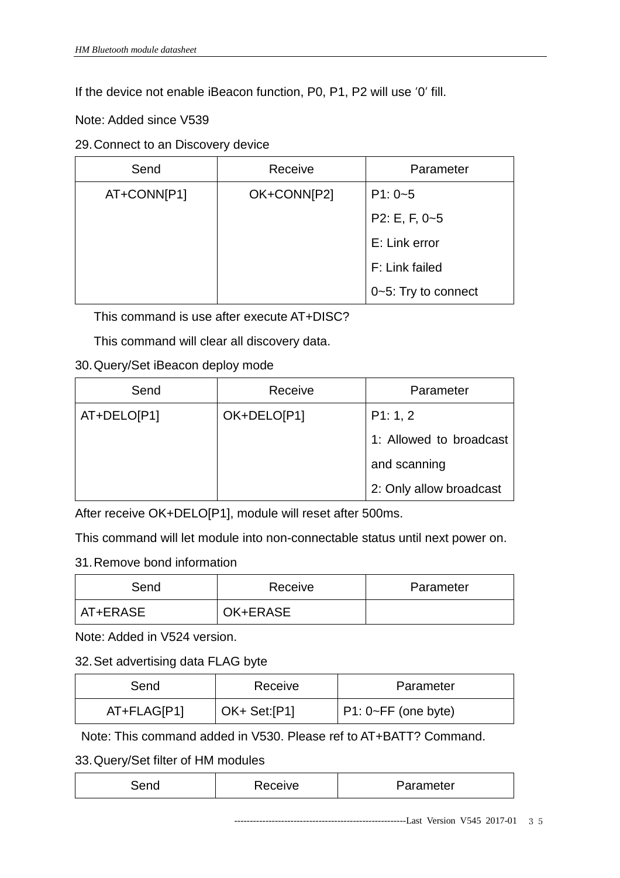If the device not enable iBeacon function, P0, P1, P2 will use ′0′ fill.

Note: Added since V539

29. Connect to an Discovery device

| Send | Receive | Parameter |
|---|---|---|
| AT+CONN[P1] | OK+CONN[P2] | P1: 0~5<br>P2: E, F, 0~5<br>E: Link error<br>F: Link failed<br>0~5: Try to connect |

This command is use after execute AT+DISC?

This command will clear all discovery data.

30. Query/Set iBeacon deploy mode

| Send | Receive | Parameter |
|---|---|---|
| AT+DELO[P1] | OK+DELO[P1] | P1: 1, 2<br>1: Allowed to broadcast and scanning<br>2: Only allow broadcast |

After receive OK+DELO[P1], module will reset after 500ms.

This command will let module into non-connectable status until next power on.

31. Remove bond information

| Send | Receive | Parameter |
|---|---|---|
| AT+ERASE | OK+ERASE | |

Note: Added in V524 version.

32. Set advertising data FLAG byte

| Send | Receive | Parameter |
|---|---|---|
| AT+FLAG[P1] | OK+ Set:[P1] | P1: 0~FF (one byte) |

Note: This command added in V530. Please ref to AT+BATT? Command.

33. Query/Set filter of HM modules

| Send | Receive | Parameter |
|---|---|---|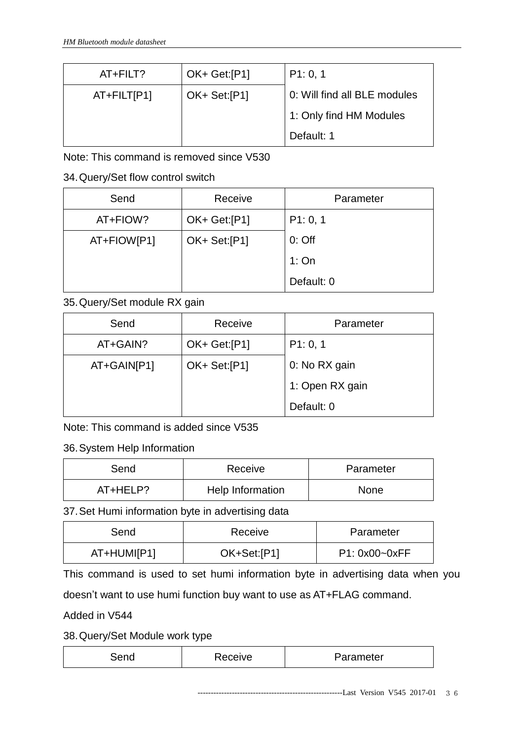| | | |
|---|---|---|
| AT+FILT? | OK+ Get:[P1] | P1: 0, 1<br>0: Will find all BLE modules<br>1: Only find HM Modules<br>Default: 1 |
| AT+FILT[P1] | OK+ Set:[P1] | |

Note: This command is removed since V530

34. Query/Set flow control switch

| Send | Receive | Parameter |
|---|---|---|
| AT+FIOW? | OK+ Get:[P1] | P1: 0, 1<br>0: Off<br>1: On<br>Default: 0 |
| AT+FIOW[P1] | OK+ Set:[P1] | |

35. Query/Set module RX gain

| Send | Receive | Parameter |
|---|---|---|
| AT+GAIN? | OK+ Get:[P1] | P1: 0, 1<br>0: No RX gain<br>1: Open RX gain<br>Default: 0 |
| AT+GAIN[P1] | OK+ Set:[P1] | |

Note: This command is added since V535

36. System Help Information

| Send | Receive | Parameter |
|---|---|---|
| AT+HELP? | Help Information | None |

37. Set Humi information byte in advertising data

| Send | Receive | Parameter |
|---|---|---|
| AT+HUMI[P1] | OK+Set:[P1] | P1: 0x00~0xFF |

This command is used to set humi information byte in advertising data when you doesn't want to use humi function buy want to use as AT+FLAG command.

Added in V544

38. Query/Set Module work type

| Send | Receive | Parameter |
|---|---|---|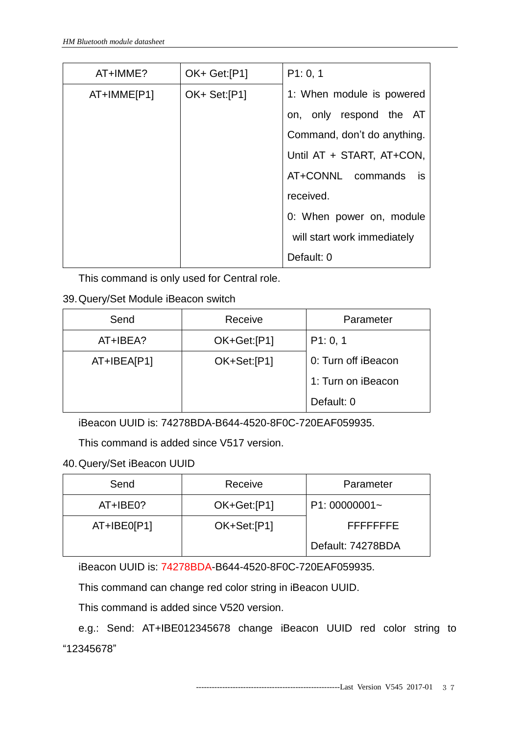| AT+IMME? | OK+ Get:[P1] | P1: 0, 1 |
|---|---|---|
| AT+IMME[P1] | OK+ Set:[P1] | 1: When module is powered on, only respond the AT Command, don't do anything. Until AT + START, AT+CON, AT+CONNL commands is received.<br>0: When power on, module will start work immediately<br>Default: 0 |

This command is only used for Central role.

39. Query/Set Module iBeacon switch

| Send | Receive | Parameter |
|---|---|---|
| AT+IBEA? | OK+Get:[P1] | P1: 0, 1 |
| AT+IBEA[P1] | OK+Set:[P1] | 0: Turn off iBeacon<br>1: Turn on iBeacon<br>Default: 0 |

iBeacon UUID is: 74278BDA-B644-4520-8F0C-720EAF059935.

This command is added since V517 version.

40. Query/Set iBeacon UUID

| Send | Receive | Parameter |
|---|---|---|
| AT+IBE0? | OK+Get:[P1] | P1: 00000001~ |
| AT+IBE0[P1] | OK+Set:[P1] | FFFFFFFE<br>Default: 74278BDA |

iBeacon UUID is: 74278BDA-B644-4520-8F0C-720EAF059935.

This command can change red color string in iBeacon UUID.

This command is added since V520 version.

e.g.: Send: AT+IBE012345678 change iBeacon UUID red color string to "12345678"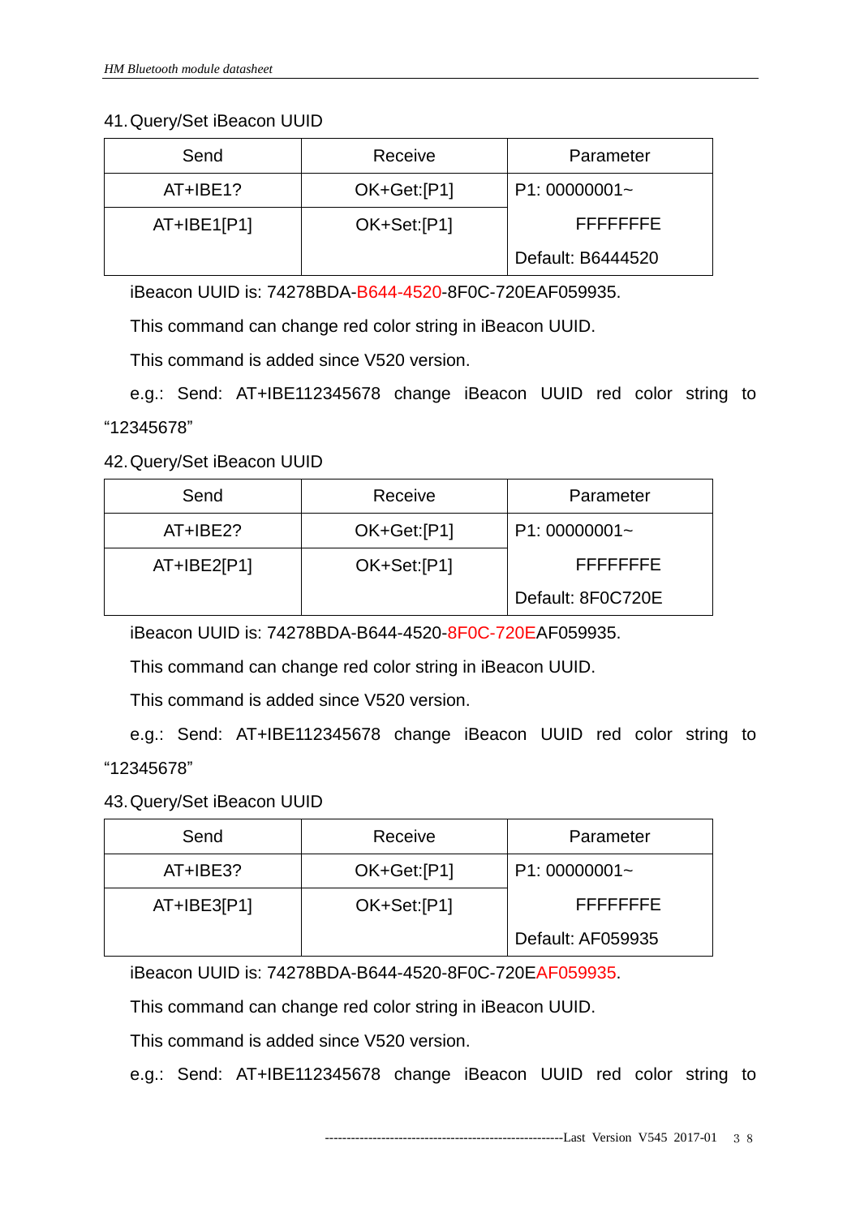41. Query/Set iBeacon UUID

| Send | Receive | Parameter |
|---|---|---|
| AT+IBE1? | OK+Get:[P1] | P1: 00000001~ FFFFFFFE Default: B6444520 |
| AT+IBE1[P1] | OK+Set:[P1] | |

iBeacon UUID is: 74278BDA-B644-4520-8F0C-720EAF059935.

This command can change red color string in iBeacon UUID.

This command is added since V520 version.

e.g.: Send: AT+IBE112345678 change iBeacon UUID red color string to "12345678"

42. Query/Set iBeacon UUID

| Send | Receive | Parameter |
|---|---|---|
| AT+IBE2? | OK+Get:[P1] | P1: 00000001~ FFFFFFFE Default: 8F0C720E |
| AT+IBE2[P1] | OK+Set:[P1] | |

iBeacon UUID is: 74278BDA-B644-4520-8F0C-720EAF059935.

This command can change red color string in iBeacon UUID.

This command is added since V520 version.

e.g.: Send: AT+IBE112345678 change iBeacon UUID red color string to "12345678"

43. Query/Set iBeacon UUID

| Send | Receive | Parameter |
|---|---|---|
| AT+IBE3? | OK+Get:[P1] | P1: 00000001~ FFFFFFFE Default: AF059935 |
| AT+IBE3[P1] | OK+Set:[P1] | |

iBeacon UUID is: 74278BDA-B644-4520-8F0C-720EAF059935.

This command can change red color string in iBeacon UUID.

This command is added since V520 version.

e.g.: Send: AT+IBE112345678 change iBeacon UUID red color string to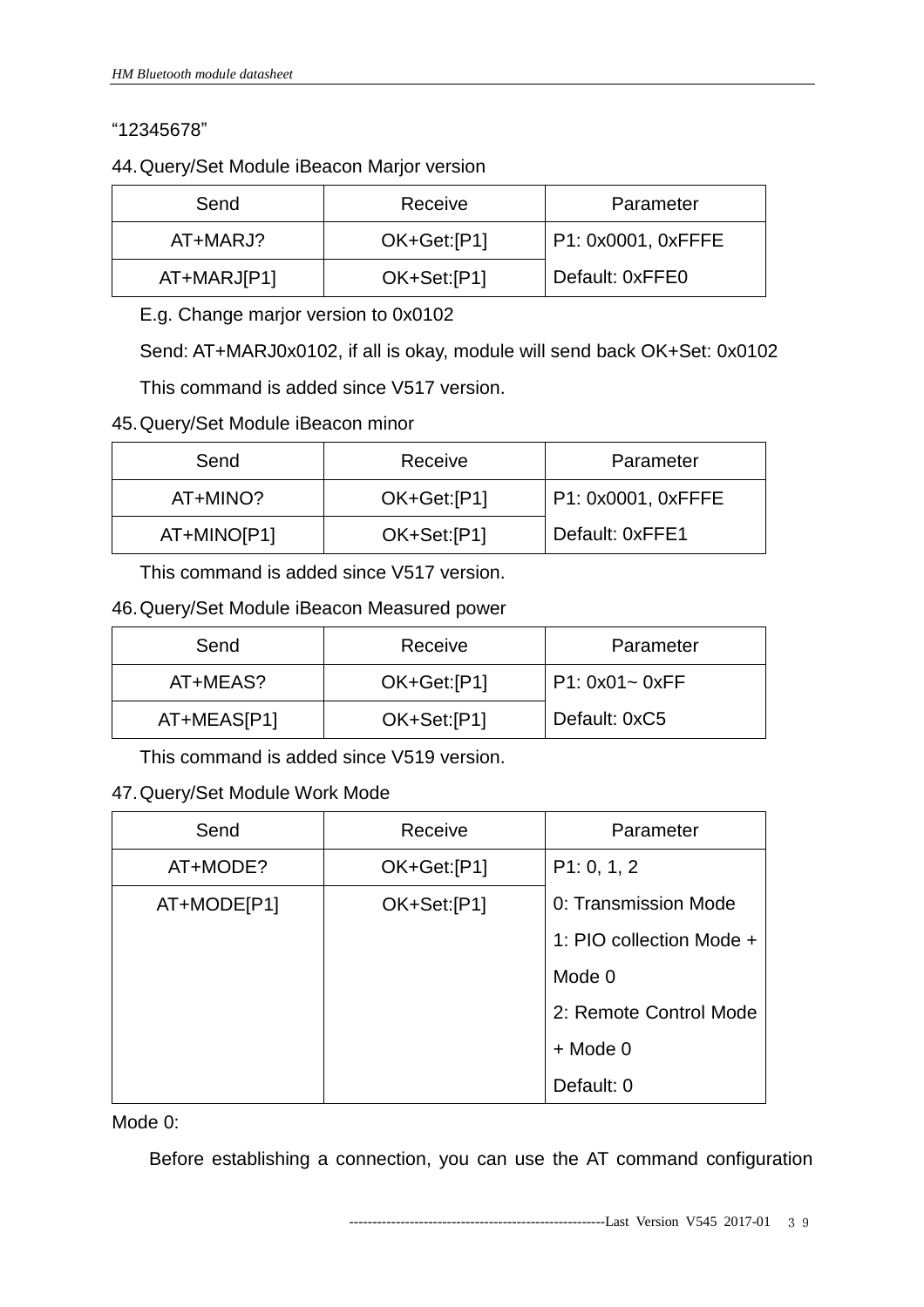"12345678"

44. Query/Set Module iBeacon Marjor version

| Send | Receive | Parameter |
|---|---|---|
| AT+MARJ? | OK+Get:[P1] | P1: 0x0001, 0xFFFE |
| AT+MARJ[P1] | OK+Set:[P1] | Default: 0xFFE0 |

E.g. Change marjor version to 0x0102

Send: AT+MARJ0x0102, if all is okay, module will send back OK+Set: 0x0102

This command is added since V517 version.

45. Query/Set Module iBeacon minor

| Send | Receive | Parameter |
|---|---|---|
| AT+MINO? | OK+Get:[P1] | P1: 0x0001, 0xFFFE |
| AT+MINO[P1] | OK+Set:[P1] | Default: 0xFFE1 |

This command is added since V517 version.

46. Query/Set Module iBeacon Measured power

| Send | Receive | Parameter |
|---|---|---|
| AT+MEAS? | OK+Get:[P1] | P1: 0x01~ 0xFF |
| AT+MEAS[P1] | OK+Set:[P1] | Default: 0xC5 |

This command is added since V519 version.

47. Query/Set Module Work Mode

| Send | Receive | Parameter |
|---|---|---|
| AT+MODE? | OK+Get:[P1] | P1: 0, 1, 2 |
| AT+MODE[P1] | OK+Set:[P1] | 0: Transmission Mode<br>1: PIO collection Mode + Mode 0<br>2: Remote Control Mode + Mode 0<br>Default: 0 |

Mode 0:

Before establishing a connection, you can use the AT command configuration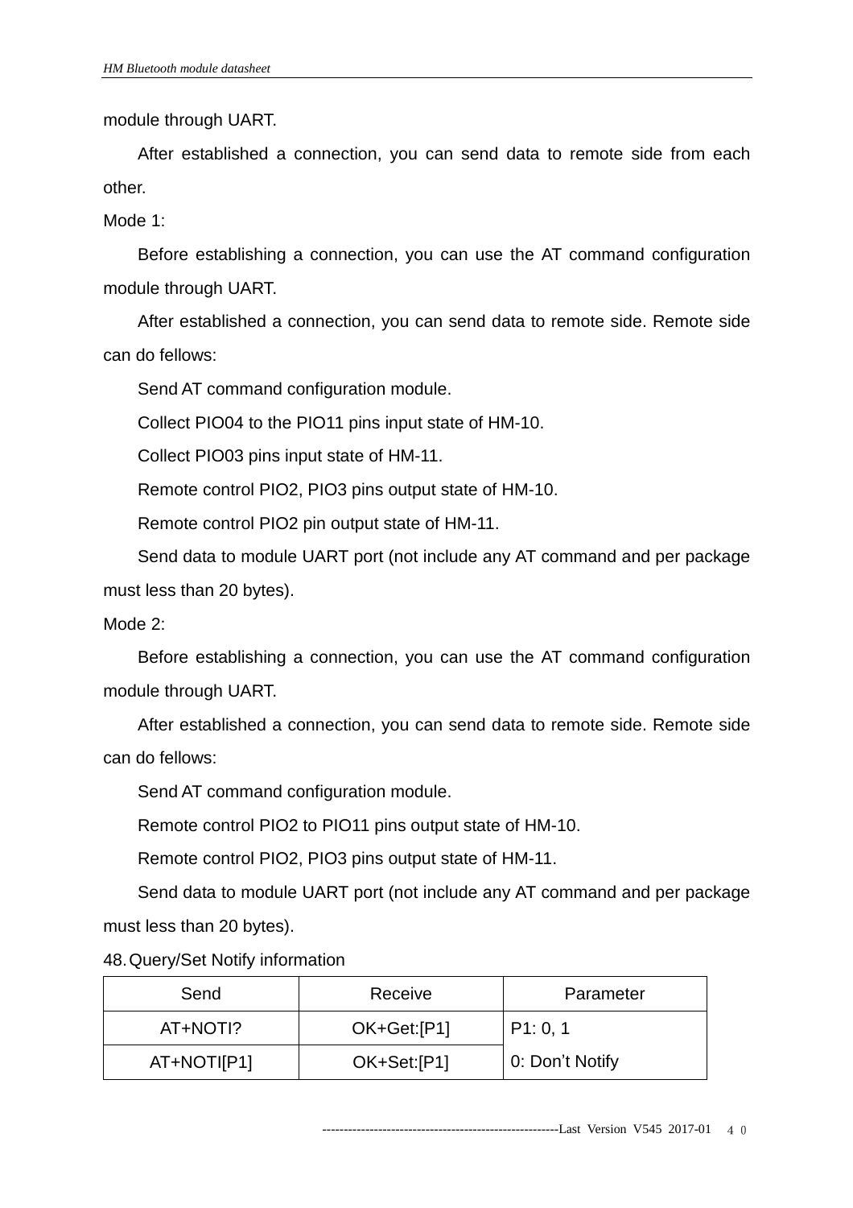module through UART.

After established a connection, you can send data to remote side from each other.

Mode 1:

Before establishing a connection, you can use the AT command configuration module through UART.

After established a connection, you can send data to remote side. Remote side can do fellows:

Send AT command configuration module.

Collect PIO04 to the PIO11 pins input state of HM-10.

Collect PIO03 pins input state of HM-11.

Remote control PIO2, PIO3 pins output state of HM-10.

Remote control PIO2 pin output state of HM-11.

Send data to module UART port (not include any AT command and per package must less than 20 bytes).

Mode 2:

Before establishing a connection, you can use the AT command configuration module through UART.

After established a connection, you can send data to remote side. Remote side can do fellows:

Send AT command configuration module.

Remote control PIO2 to PIO11 pins output state of HM-10.

Remote control PIO2, PIO3 pins output state of HM-11.

Send data to module UART port (not include any AT command and per package must less than 20 bytes).

48. Query/Set Notify information

| Send | Receive | Parameter |
|---|---|---|
| AT+NOTI? | OK+Get:[P1] | P1: 0, 1 |
| AT+NOTI[P1] | OK+Set:[P1] | 0: Don’t Notify |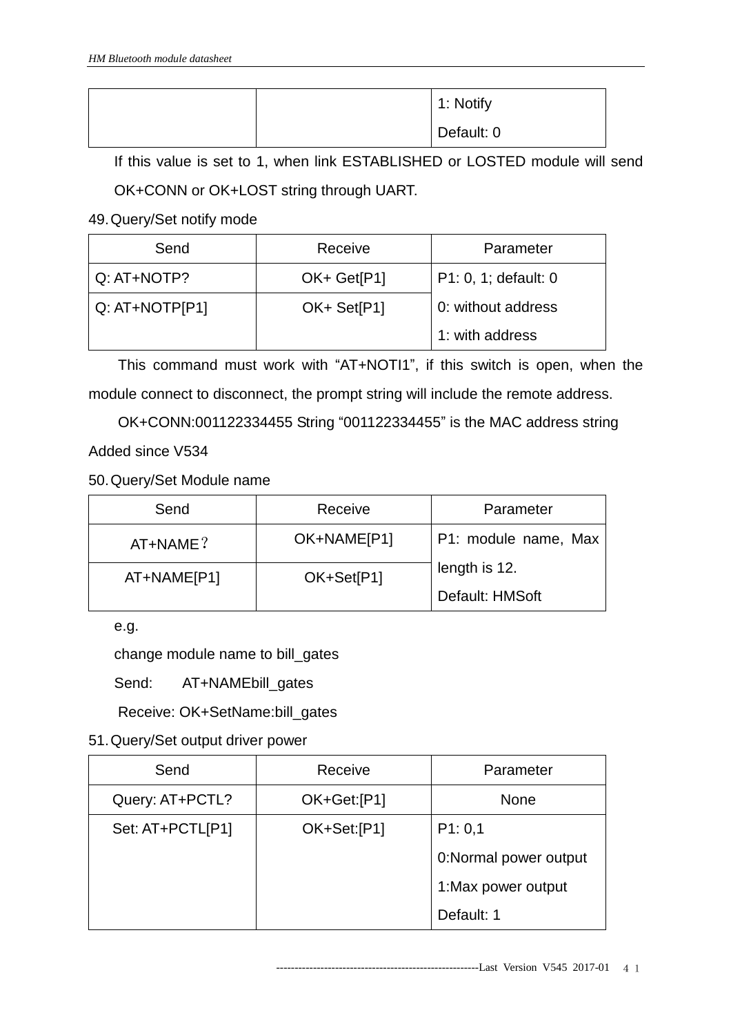| | | |
|---|---|---|
| | | 1: Notify<br>Default: 0 |

If this value is set to 1, when link ESTABLISHED or LOSTED module will send OK+CONN or OK+LOST string through UART.

49. Query/Set notify mode

| Send | Receive | Parameter |
|---|---|---|
| Q: AT+NOTP? | OK+ Get[P1] | P1: 0, 1; default: 0<br>0: without address<br>1: with address |
| Q: AT+NOTP[P1] | OK+ Set[P1] | |

This command must work with "AT+NOTI1", if this switch is open, when the module connect to disconnect, the prompt string will include the remote address.

OK+CONN:001122334455 String "001122334455" is the MAC address string

Added since V534

50. Query/Set Module name

| Send | Receive | Parameter |
|---|---|---|
| AT+NAME？ | OK+NAME[P1] | P1: module name, Max length is 12.<br>Default: HMSoft |
| AT+NAME[P1] | OK+Set[P1] | |

e.g.

change module name to bill_gates

Send: AT+NAMEbill_gates

Receive: OK+SetName:bill_gates

51. Query/Set output driver power

| Send | Receive | Parameter |
|---|---|---|
| Query: AT+PCTL? | OK+Get:[P1] | None |
| Set: AT+PCTL[P1] | OK+Set:[P1] | P1: 0,1<br>0:Normal power output<br>1:Max power output<br>Default: 1 |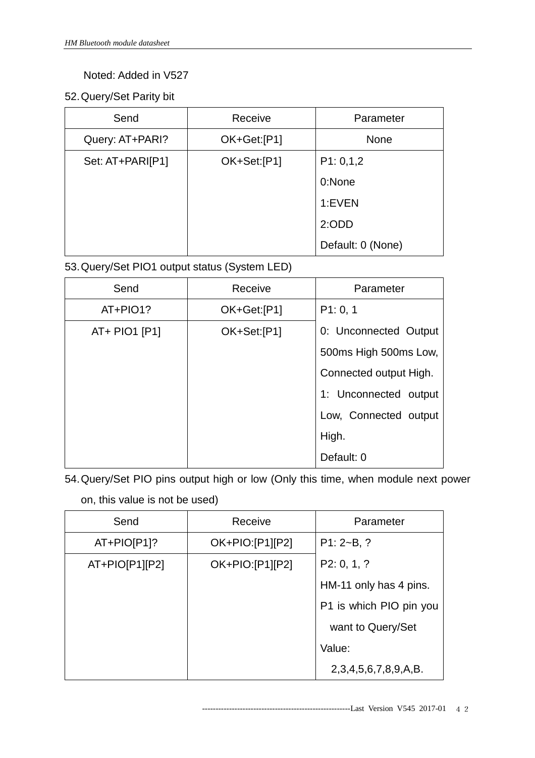Noted: Added in V527

52. Query/Set Parity bit

| Send | Receive | Parameter |
|---|---|---|
| Query: AT+PARI? | OK+Get:[P1] | None |
| Set: AT+PARI[P1] | OK+Set:[P1] | P1: 0,1,2<br>0:None<br>1:EVEN<br>2:ODD<br>Default: 0 (None) |

53. Query/Set PIO1 output status (System LED)

| Send | Receive | Parameter |
|---|---|---|
| AT+PIO1? | OK+Get:[P1] | P1: 0, 1<br>0: Unconnected Output 500ms High 500ms Low, Connected output High.<br>1: Unconnected output Low, Connected output High.<br>Default: 0 |
| AT+ PIO1 [P1] | OK+Set:[P1] | |

54. Query/Set PIO pins output high or low (Only this time, when module next power on, this value is not be used)

| Send | Receive | Parameter |
|---|---|---|
| AT+PIO[P1]? | OK+PIO:[P1][P2] | P1: 2~B, ?<br>P2: 0, 1, ?<br>HM-11 only has 4 pins.<br>P1 is which PIO pin you want to Query/Set<br>Value: 2,3,4,5,6,7,8,9,A,B. |
| AT+PIO[P1][P2] | OK+PIO:[P1][P2] | |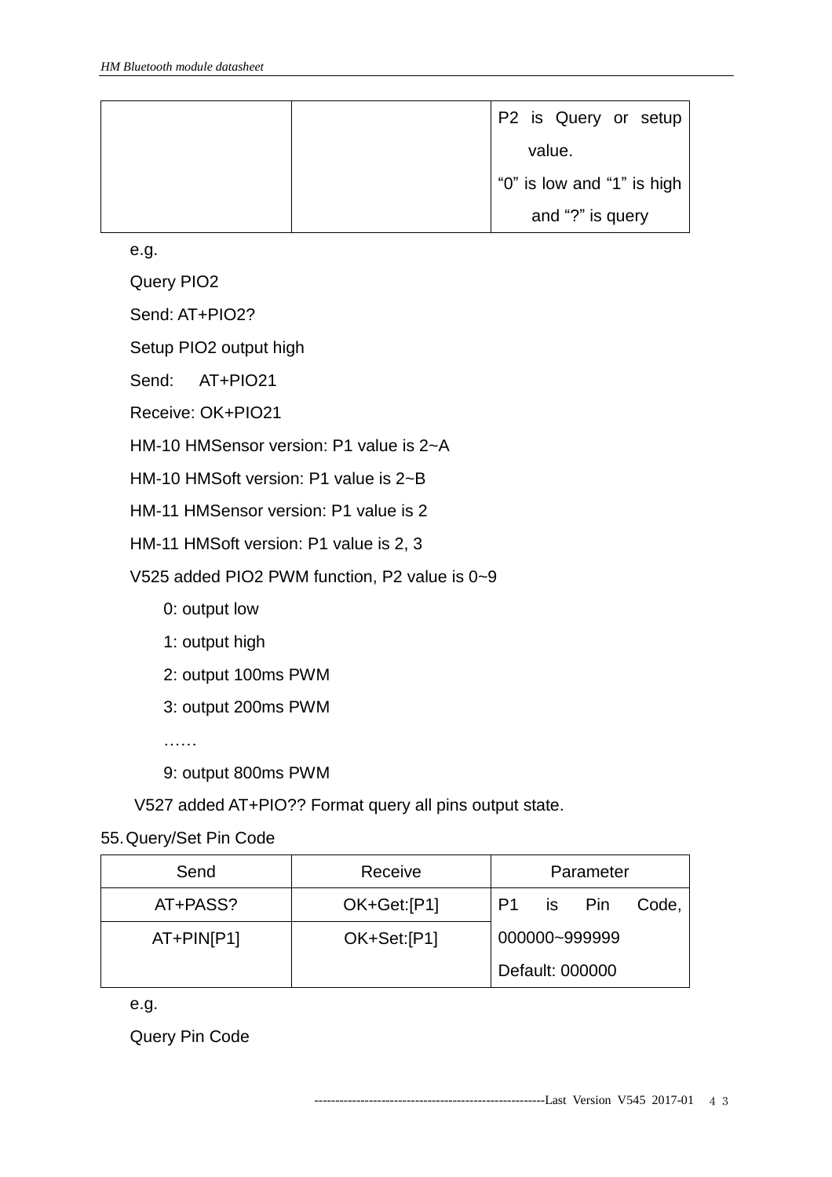| | | |
|---|---|---|
| | | P2 is Query or setup value.<br>“0” is low and “1” is high and “?” is query |

e.g.

Query PIO2

Send: AT+PIO2?

Setup PIO2 output high

Send: AT+PIO21

Receive: OK+PIO21

HM-10 HMSensor version: P1 value is 2~A

HM-10 HMSoft version: P1 value is 2~B

HM-11 HMSensor version: P1 value is 2

HM-11 HMSoft version: P1 value is 2, 3

V525 added PIO2 PWM function, P2 value is 0~9

0: output low

1: output high

2: output 100ms PWM

3: output 200ms PWM

……

9: output 800ms PWM

V527 added AT+PIO?? Format query all pins output state.

55. Query/Set Pin Code

| Send | Receive | Parameter |
|---|---|---|
| AT+PASS? | OK+Get:[P1] | P1 is Pin Code, 000000~999999<br>Default: 000000 |
| AT+PIN[P1] | OK+Set:[P1] | |

e.g.

Query Pin Code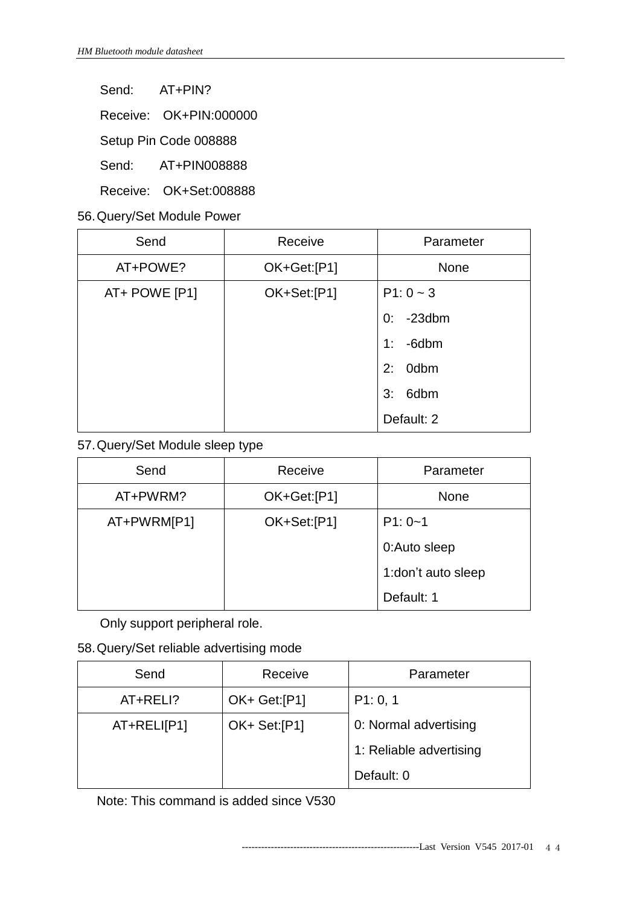Send: AT+PIN?

Receive: OK+PIN:000000

Setup Pin Code 008888

Send: AT+PIN008888

Receive: OK+Set:008888

56. Query/Set Module Power

| Send | Receive | Parameter |
|---|---|---|
| AT+POWE? | OK+Get:[P1] | None |
| AT+ POWE [P1] | OK+Set:[P1] | P1: 0 ~ 3<br>0: -23dbm<br>1: -6dbm<br>2: 0dbm<br>3: 6dbm<br>Default: 2 |

57. Query/Set Module sleep type

| Send | Receive | Parameter |
|---|---|---|
| AT+PWRM? | OK+Get:[P1] | None |
| AT+PWRM[P1] | OK+Set:[P1] | P1: 0~1<br>0:Auto sleep<br>1:don’t auto sleep<br>Default: 1 |

Only support peripheral role.

58. Query/Set reliable advertising mode

| Send | Receive | Parameter |
|---|---|---|
| AT+RELI? | OK+ Get:[P1] | P1: 0, 1<br>0: Normal advertising<br>1: Reliable advertising<br>Default: 0 |
| AT+RELI[P1] | OK+ Set:[P1] | |

Note: This command is added since V530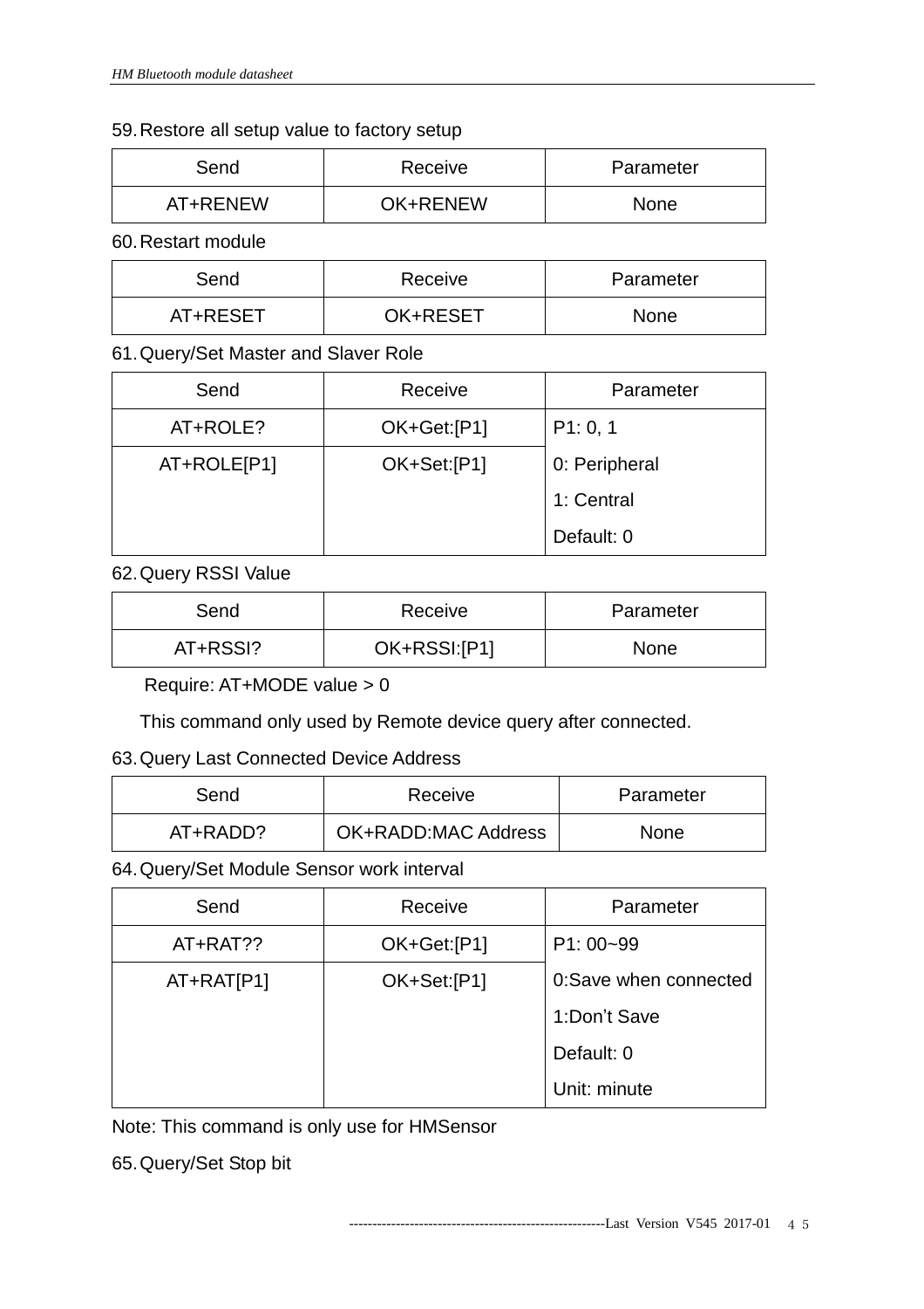59. Restore all setup value to factory setup

| Send | Receive | Parameter |
|---|---|---|
| AT+RENEW | OK+RENEW | None |

60. Restart module

| Send | Receive | Parameter |
|---|---|---|
| AT+RESET | OK+RESET | None |

61. Query/Set Master and Slaver Role

| Send | Receive | Parameter |
|---|---|---|
| AT+ROLE? | OK+Get:[P1] | P1: 0, 1 |
| AT+ROLE[P1] | OK+Set:[P1] | 0: Peripheral<br>1: Central<br>Default: 0 |

62. Query RSSI Value

| Send | Receive | Parameter |
|---|---|---|
| AT+RSSI? | OK+RSSI:[P1] | None |

Require: AT+MODE value > 0

This command only used by Remote device query after connected.

63. Query Last Connected Device Address

| Send | Receive | Parameter |
|---|---|---|
| AT+RADD? | OK+RADD:MAC Address | None |

64. Query/Set Module Sensor work interval

| Send | Receive | Parameter |
|---|---|---|
| AT+RAT?? | OK+Get:[P1] | P1: 00~99 |
| AT+RAT[P1] | OK+Set:[P1] | 0:Save when connected<br>1:Don’t Save<br>Default: 0<br>Unit: minute |

Note: This command is only use for HMSensor

65. Query/Set Stop bit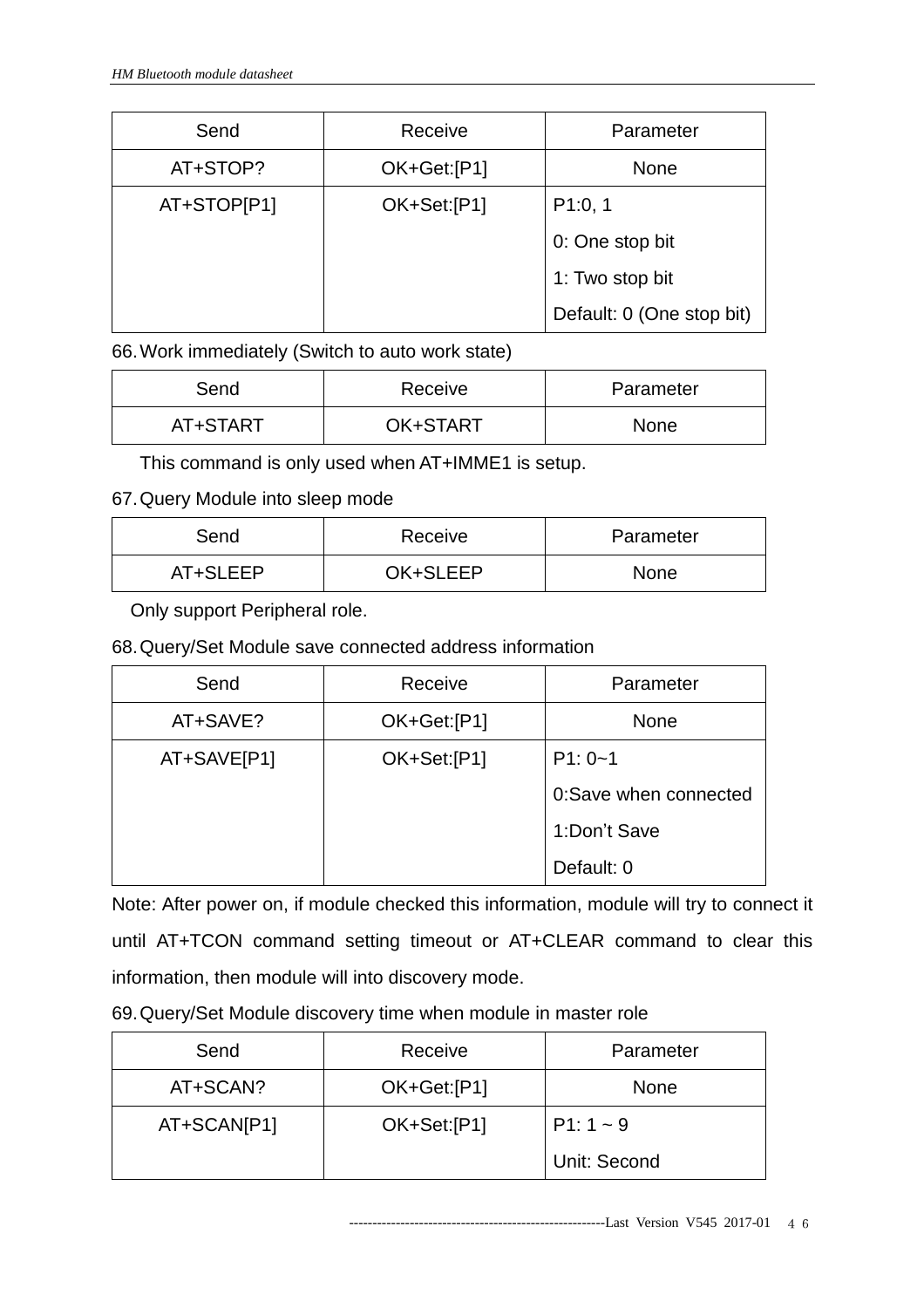| Send | Receive | Parameter |
|---|---|---|
| AT+STOP? | OK+Get:[P1] | None |
| AT+STOP[P1] | OK+Set:[P1] | P1:0, 1<br>0: One stop bit<br>1: Two stop bit<br>Default: 0 (One stop bit) |

66. Work immediately (Switch to auto work state)

| Send | Receive | Parameter |
|---|---|---|
| AT+START | OK+START | None |

This command is only used when AT+IMME1 is setup.

67. Query Module into sleep mode

| Send | Receive | Parameter |
|---|---|---|
| AT+SLEEP | OK+SLEEP | None |

Only support Peripheral role.

68. Query/Set Module save connected address information

| Send | Receive | Parameter |
|---|---|---|
| AT+SAVE? | OK+Get:[P1] | None |
| AT+SAVE[P1] | OK+Set:[P1] | P1: 0~1<br>0:Save when connected<br>1:Don't Save<br>Default: 0 |

Note: After power on, if module checked this information, module will try to connect it until AT+TCON command setting timeout or AT+CLEAR command to clear this information, then module will into discovery mode.

69. Query/Set Module discovery time when module in master role

| Send | Receive | Parameter |
|---|---|---|
| AT+SCAN? | OK+Get:[P1] | None |
| AT+SCAN[P1] | OK+Set:[P1] | P1: 1 ~ 9<br>Unit: Second |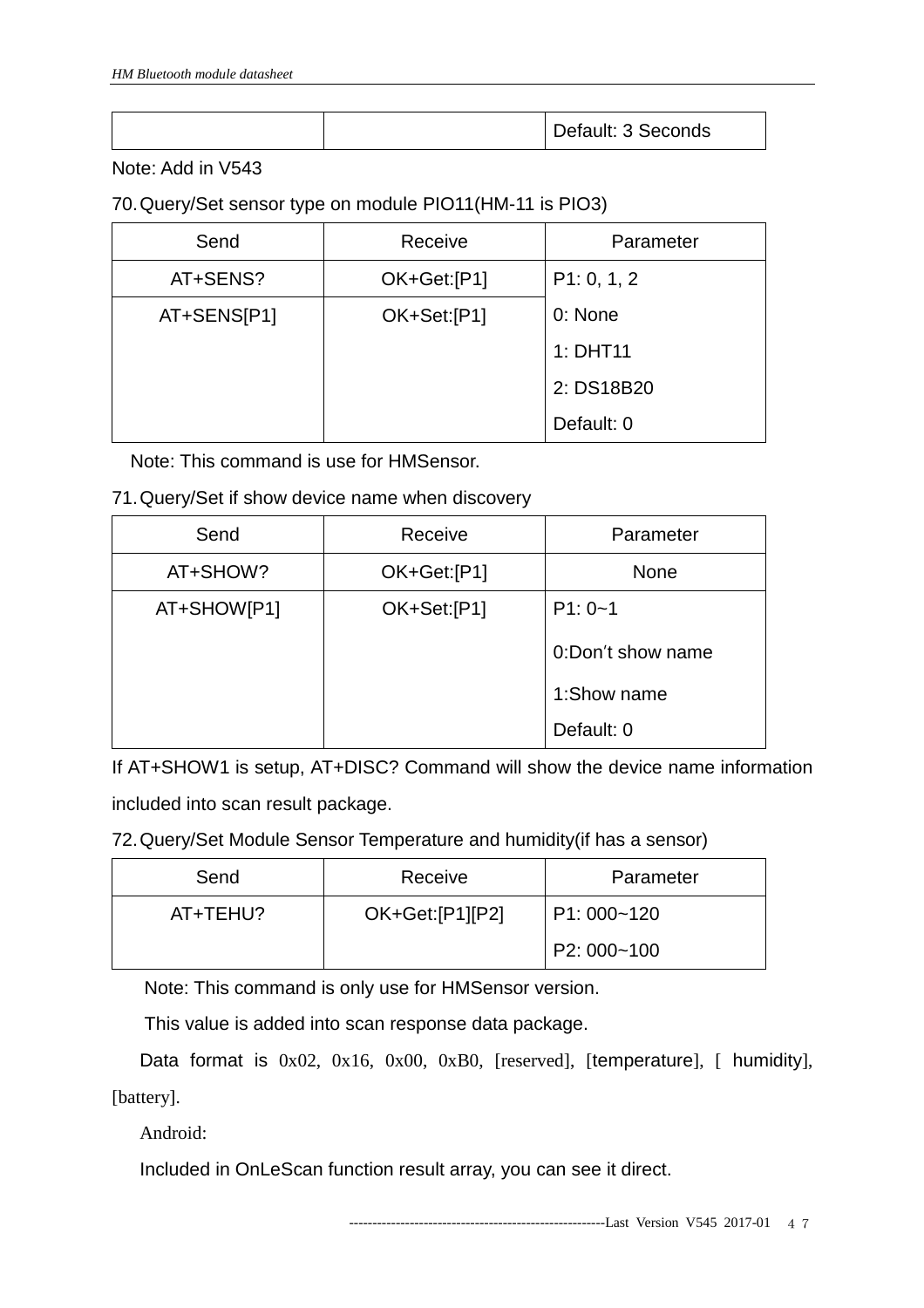| | | |
|---|---|---|
| | | Default: 3 Seconds |

Note: Add in V543

70. Query/Set sensor type on module PIO11(HM-11 is PIO3)

| Send | Receive | Parameter |
|---|---|---|
| AT+SENS? | OK+Get:[P1] | P1: 0, 1, 2<br>0: None<br>1: DHT11<br>2: DS18B20<br>Default: 0 |
| AT+SENS[P1] | OK+Set:[P1] | |

Note: This command is use for HMSensor.

71. Query/Set if show device name when discovery

| Send | Receive | Parameter |
|---|---|---|
| AT+SHOW? | OK+Get:[P1] | None |
| AT+SHOW[P1] | OK+Set:[P1] | P1: 0~1<br>0:Don′t show name<br>1:Show name<br>Default: 0 |

If AT+SHOW1 is setup, AT+DISC? Command will show the device name information included into scan result package.

72. Query/Set Module Sensor Temperature and humidity(if has a sensor)

| Send | Receive | Parameter |
|---|---|---|
| AT+TEHU? | OK+Get:[P1][P2] | P1: 000~120<br>P2: 000~100 |

Note: This command is only use for HMSensor version.

This value is added into scan response data package.

Data format is 0x02, 0x16, 0x00, 0xB0, [reserved], [temperature], [ humidity], [battery].

Android:

Included in OnLeScan function result array, you can see it direct.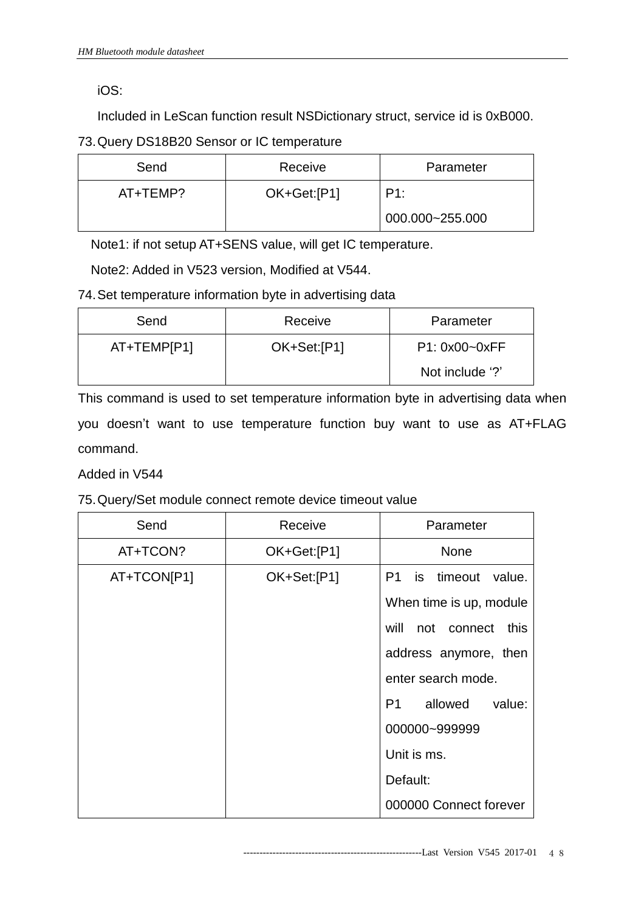iOS:

Included in LeScan function result NSDictionary struct, service id is 0xB000.

73. Query DS18B20 Sensor or IC temperature

| Send | Receive | Parameter |
|---|---|---|
| AT+TEMP? | OK+Get:[P1] | P1:<br>000.000~255.000 |

Note1: if not setup AT+SENS value, will get IC temperature.

Note2: Added in V523 version, Modified at V544.

74. Set temperature information byte in advertising data

| Send | Receive | Parameter |
|---|---|---|
| AT+TEMP[P1] | OK+Set:[P1] | P1: 0x00~0xFF<br>Not include '?' |

This command is used to set temperature information byte in advertising data when you doesn't want to use temperature function buy want to use as AT+FLAG command.

Added in V544

75. Query/Set module connect remote device timeout value

| Send | Receive | Parameter |
|---|---|---|
| AT+TCON? | OK+Get:[P1] | None |
| AT+TCON[P1] | OK+Set:[P1] | P1 is timeout value. When time is up, module will not connect this address anymore, then enter search mode.<br>P1 allowed value: 000000~999999<br>Unit is ms.<br>Default:<br>000000 Connect forever |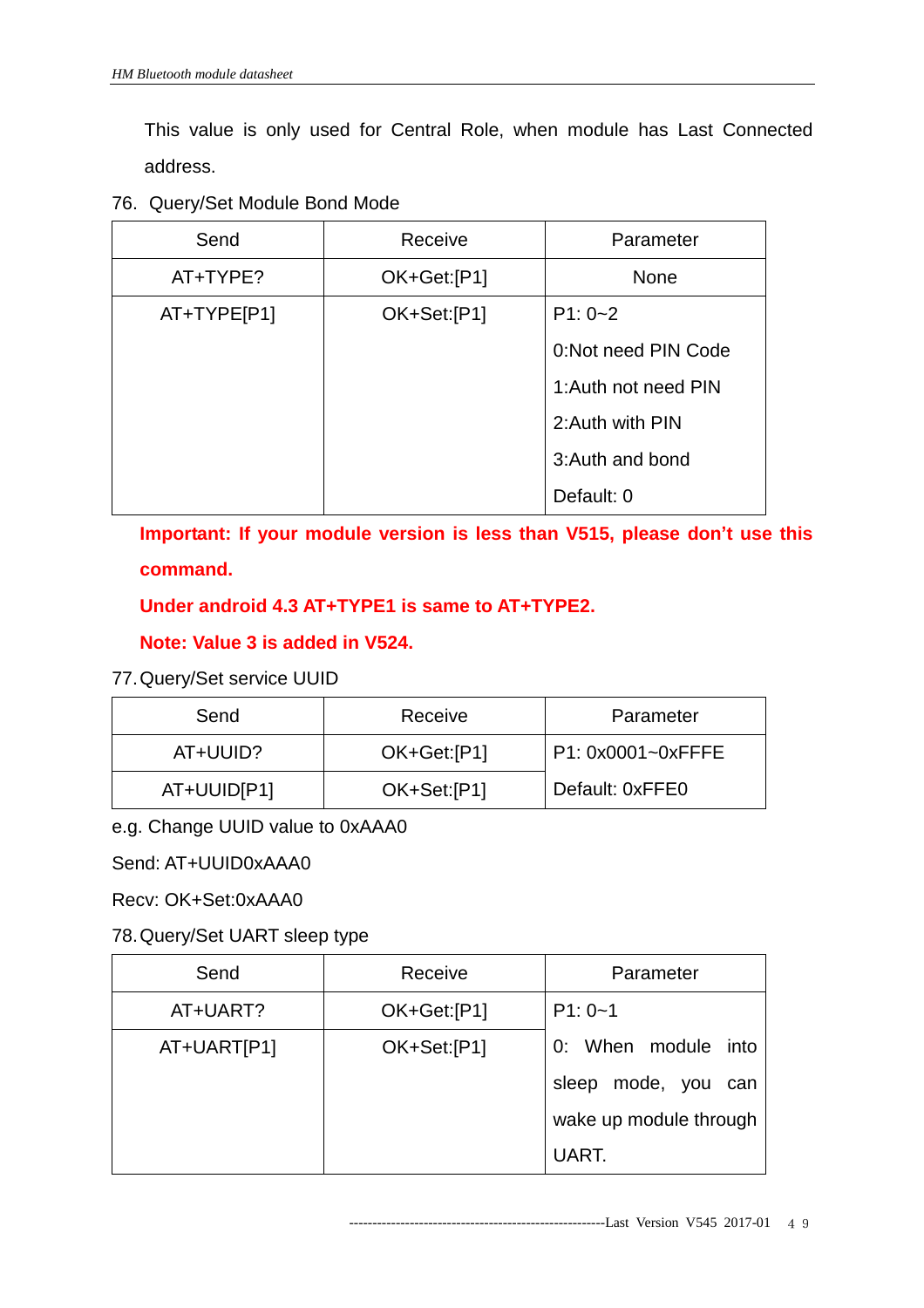This value is only used for Central Role, when module has Last Connected address.

76. Query/Set Module Bond Mode

| Send | Receive | Parameter |
|---|---|---|
| AT+TYPE? | OK+Get:[P1] | None |
| AT+TYPE[P1] | OK+Set:[P1] | P1: 0~2<br>0:Not need PIN Code<br>1:Auth not need PIN<br>2:Auth with PIN<br>3:Auth and bond<br>Default: 0 |

**Important: If your module version is less than V515, please don't use this command.**

**Under android 4.3 AT+TYPE1 is same to AT+TYPE2.**

**Note: Value 3 is added in V524.**

77. Query/Set service UUID

| Send | Receive | Parameter |
|---|---|---|
| AT+UUID? | OK+Get:[P1] | P1: 0x0001~0xFFFE |
| AT+UUID[P1] | OK+Set:[P1] | Default: 0xFFE0 |

e.g. Change UUID value to 0xAAA0

Send: AT+UUID0xAAA0

Recv: OK+Set:0xAAA0

78. Query/Set UART sleep type

| Send | Receive | Parameter |
|---|---|---|
| AT+UART? | OK+Get:[P1] | P1: 0~1 |
| AT+UART[P1] | OK+Set:[P1] | 0: When module into sleep mode, you can wake up module through UART. |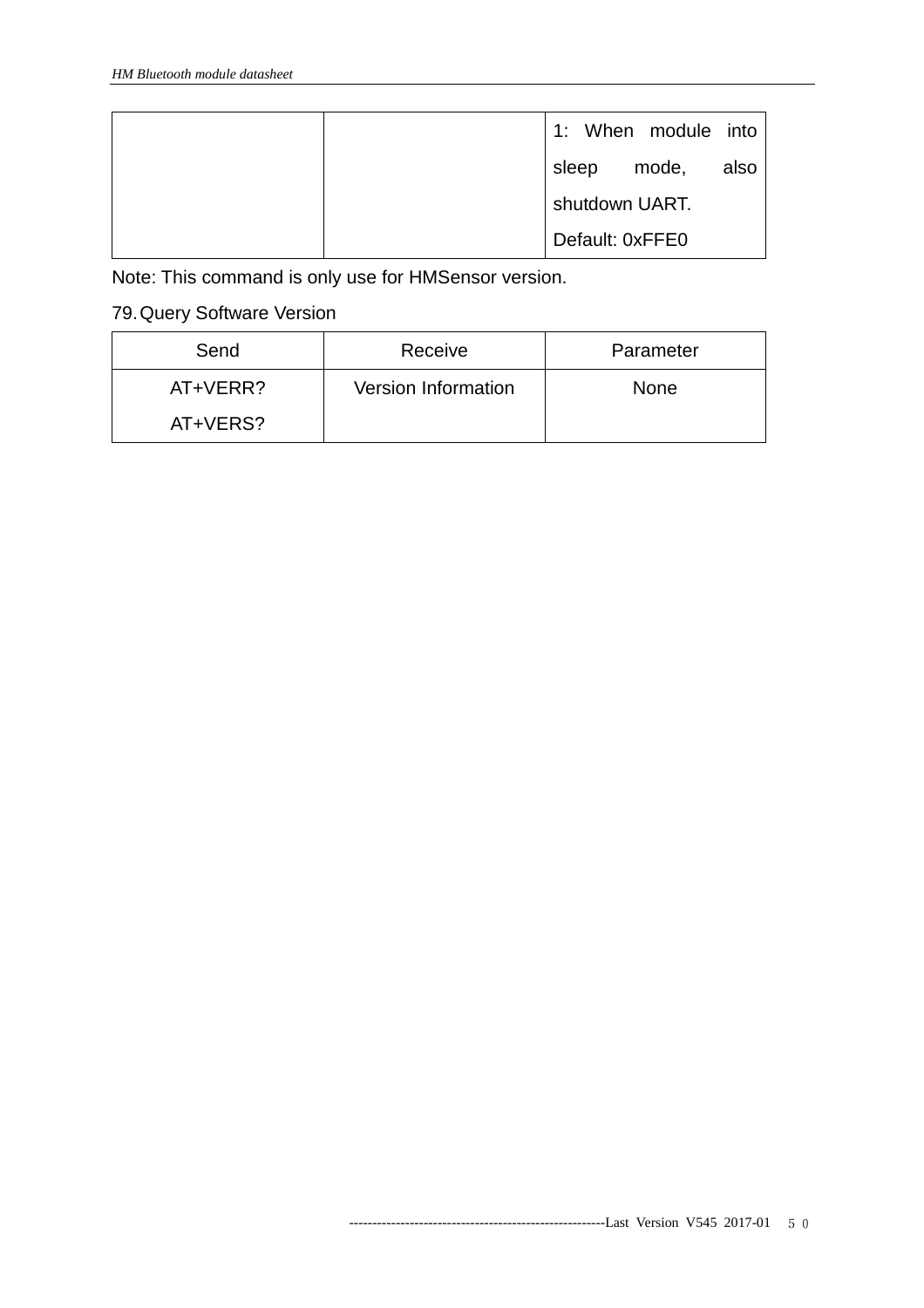| | | |
|---|---|---|
| | | 1: When module into sleep mode, also shutdown UART.<br>Default: 0xFFE0 |

Note: This command is only use for HMSensor version.

79. Query Software Version

| Send | Receive | Parameter |
|---|---|---|
| AT+VERR?<br>AT+VERS? | Version Information | None |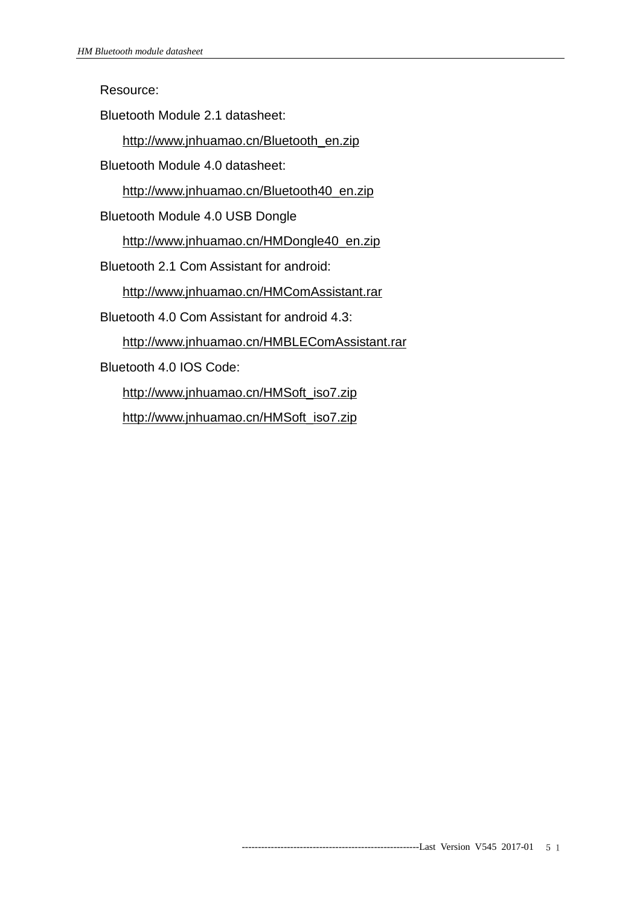Resource:

Bluetooth Module 2.1 datasheet:

http://www.jnhuamao.cn/Bluetooth_en.zip

Bluetooth Module 4.0 datasheet:

http://www.jnhuamao.cn/Bluetooth40_en.zip

Bluetooth Module 4.0 USB Dongle

http://www.jnhuamao.cn/HMDongle40_en.zip

Bluetooth 2.1 Com Assistant for android:

http://www.jnhuamao.cn/HMComAssistant.rar

Bluetooth 4.0 Com Assistant for android 4.3:

http://www.jnhuamao.cn/HMBLEComAssistant.rar

Bluetooth 4.0 IOS Code:

http://www.jnhuamao.cn/HMSoft_iso7.zip

http://www.jnhuamao.cn/HMSoft_iso7.zip

-------------------------------------------------------Last Version V545 2017-01